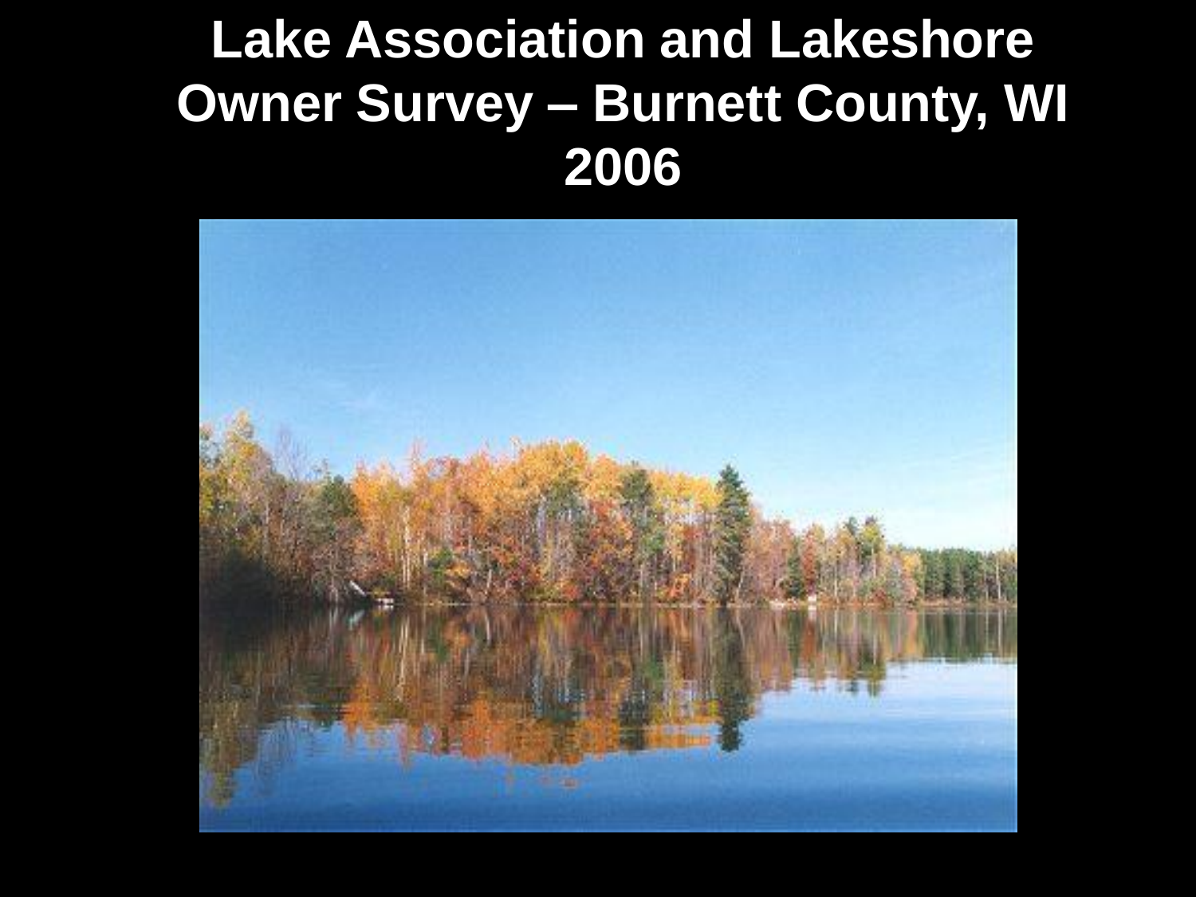# Lake Association and Lakeshore Owner Survey – Burnett County, WI 2006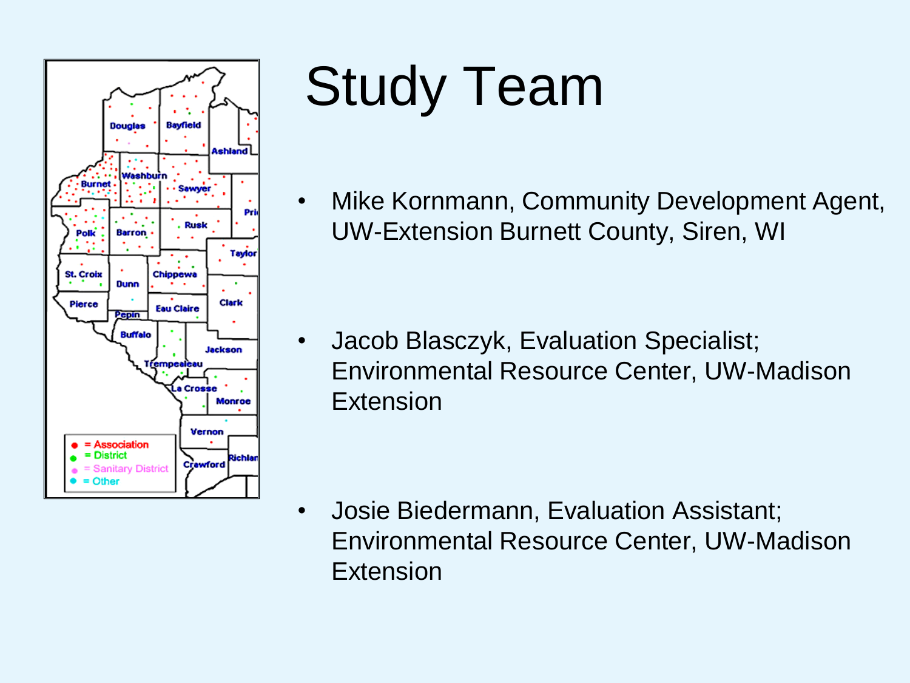# Study Team

- Mike Kornmann, Community Development Agent, UW-Extension Burnett County, Siren, WI
- Jacob Blasczyk, Evaluation Specialist; Environmental Resource Center, UW-Madison Extension
- Josie Biedermann, Evaluation Assistant; Environmental Resource Center, UW-Madison Extension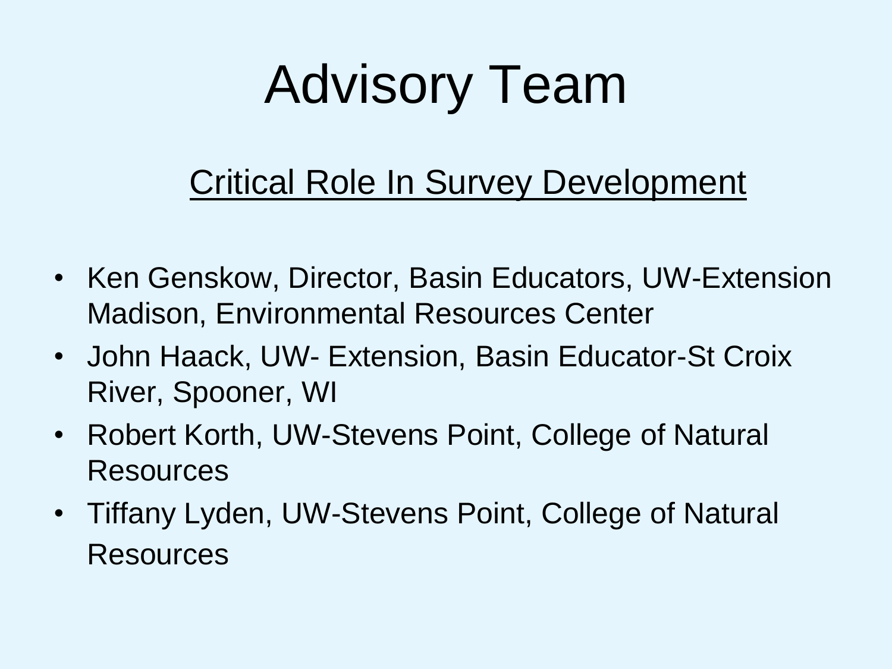# Advisory Team

<u>Critical Role In Survey Development</u>

- Ken Genskow, Director, Basin Educators, UW-Extension Madison, Environmental Resources Center
- John Haack, UW- Extension, Basin Educator-St Croix River, Spooner, WI
- Robert Korth, UW-Stevens Point, College of Natural Resources
- Tiffany Lyden, UW-Stevens Point, College of Natural Resources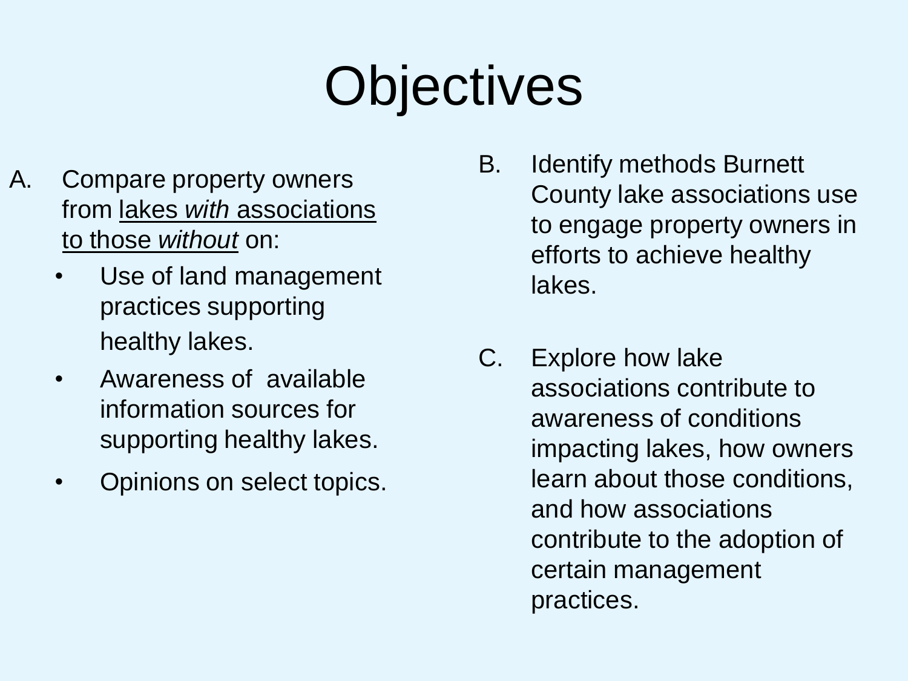# Objectives

A. Compare property owners from lakes *with* associations to those *without* on:
   - Use of land management practices supporting healthy lakes.
   - Awareness of available information sources for supporting healthy lakes.
   - Opinions on select topics.

B. Identify methods Burnett County lake associations use to engage property owners in efforts to achieve healthy lakes.

C. Explore how lake associations contribute to awareness of conditions impacting lakes, how owners learn about those conditions, and how associations contribute to the adoption of certain management practices.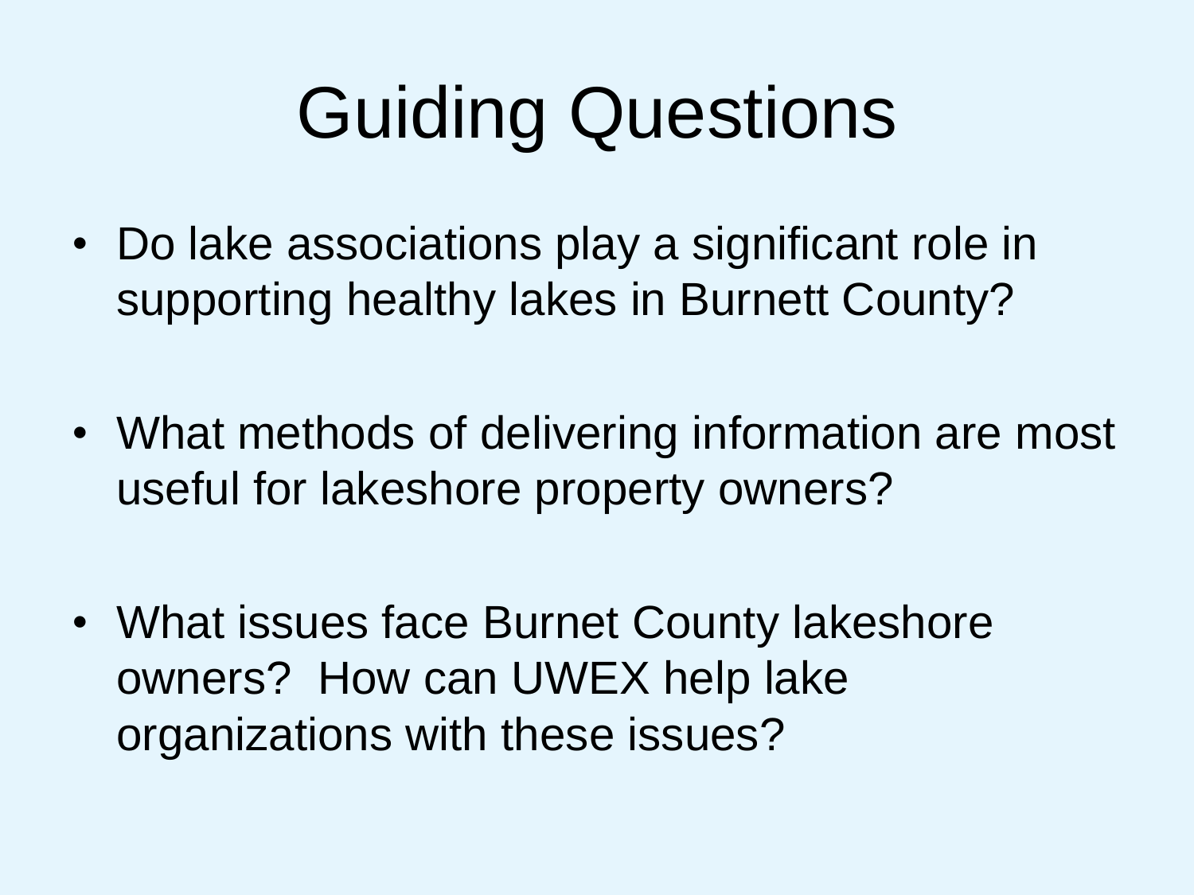# Guiding Questions

- Do lake associations play a significant role in supporting healthy lakes in Burnett County?
- What methods of delivering information are most useful for lakeshore property owners?
- What issues face Burnet County lakeshore owners?  How can UWEX help lake organizations with these issues?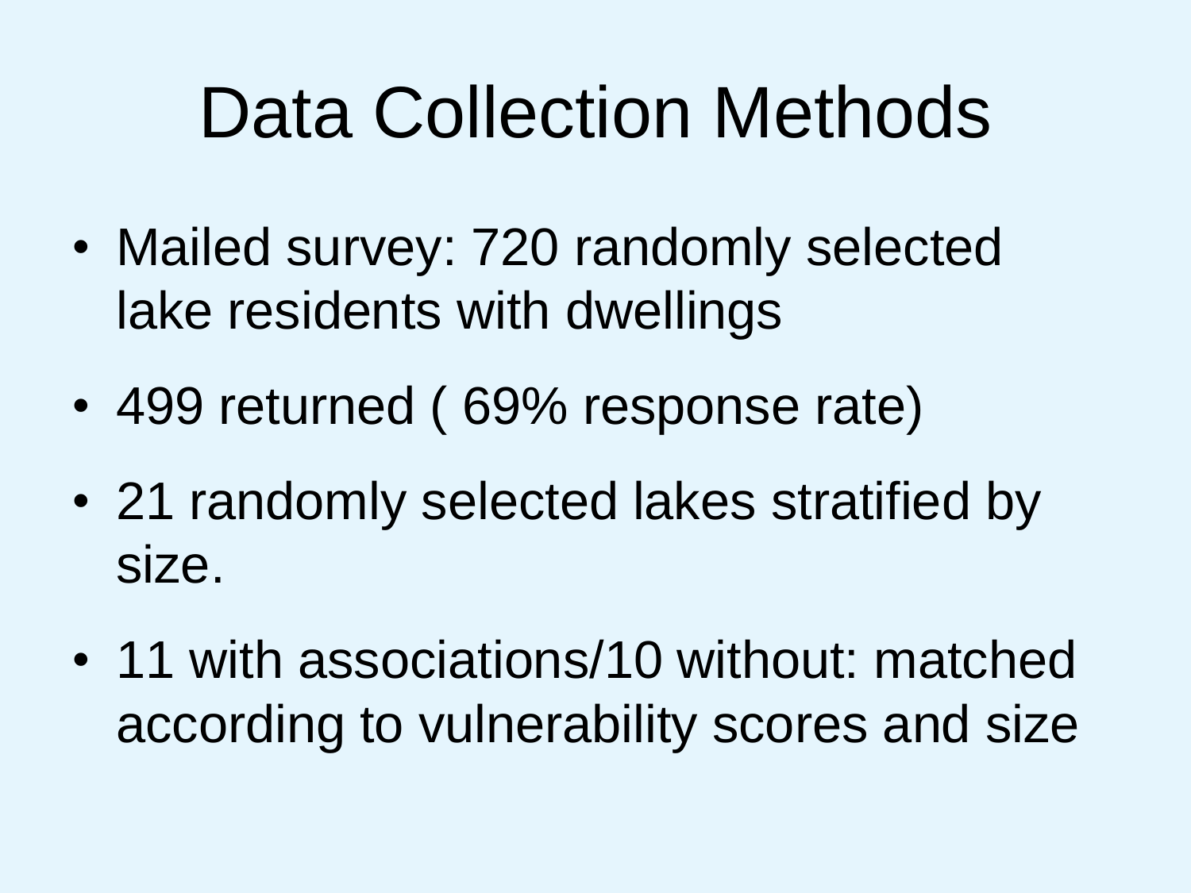# Data Collection Methods

- Mailed survey: 720 randomly selected lake residents with dwellings
- 499 returned ( 69% response rate)
- 21 randomly selected lakes stratified by size.
- 11 with associations/10 without: matched according to vulnerability scores and size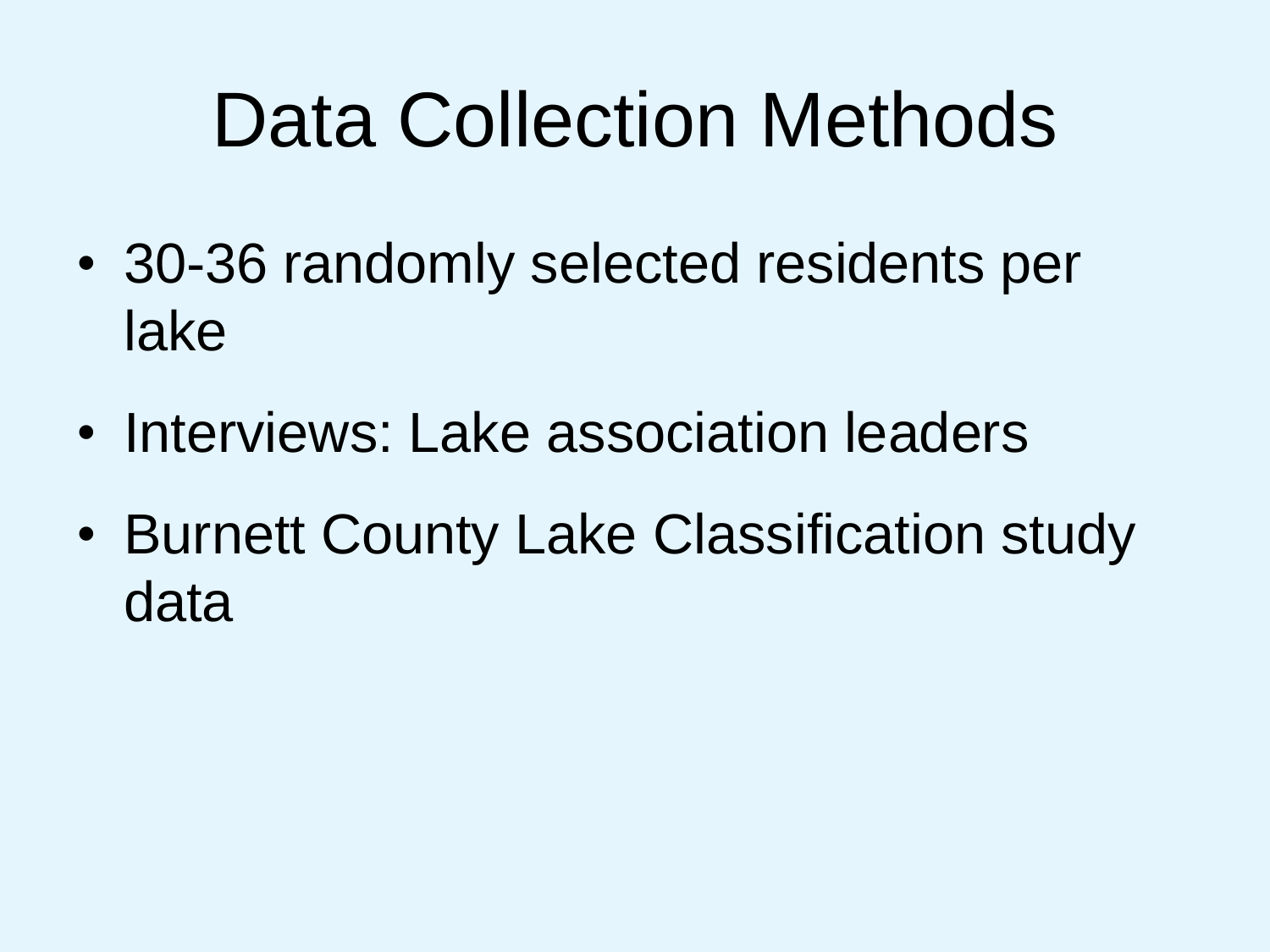# Data Collection Methods

- 30-36 randomly selected residents per lake
- Interviews: Lake association leaders
- Burnett County Lake Classification study data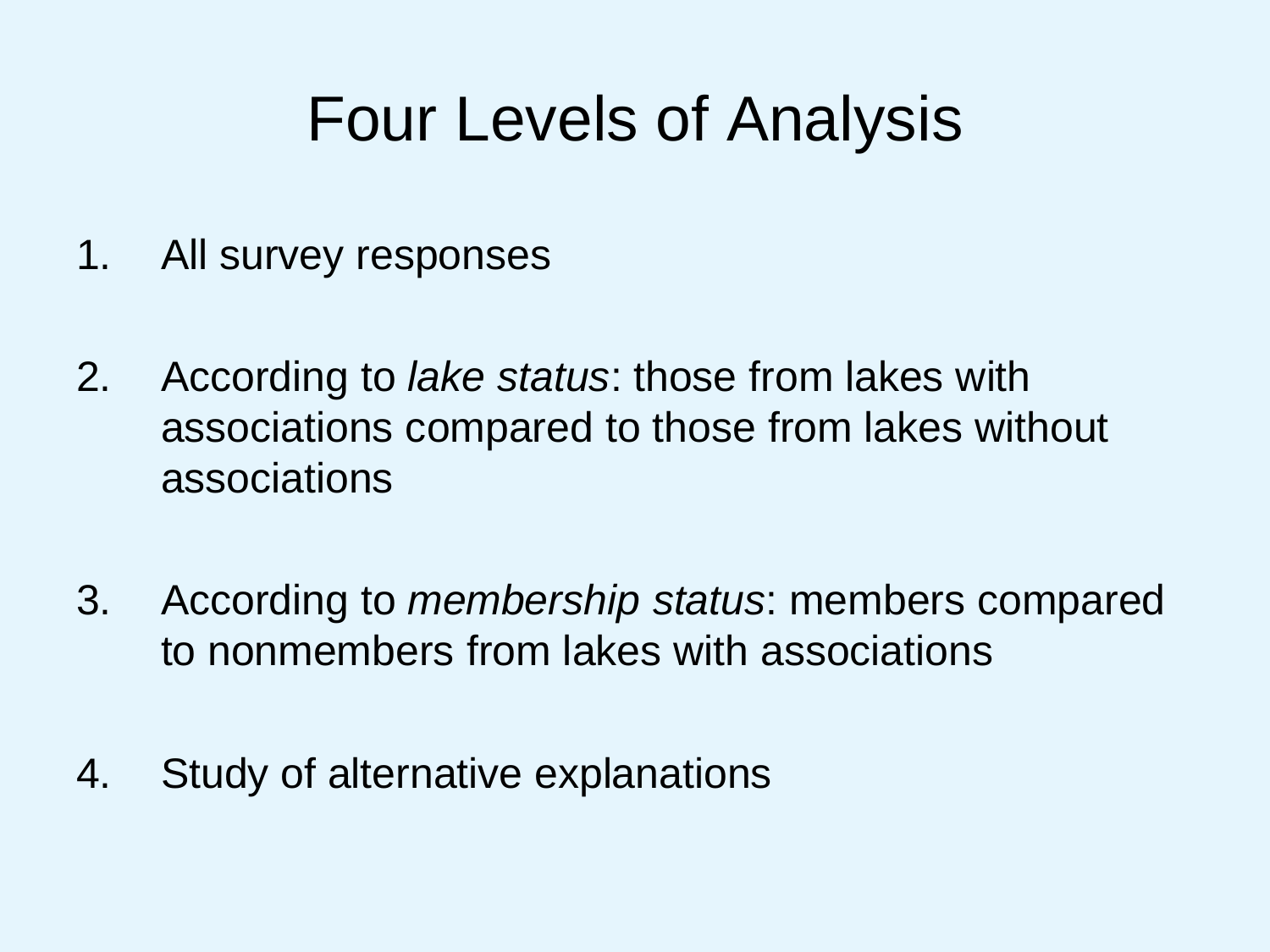# Four Levels of Analysis

1. All survey responses
2. According to *lake status*: those from lakes with associations compared to those from lakes without associations
3. According to *membership status*: members compared to nonmembers from lakes with associations
4. Study of alternative explanations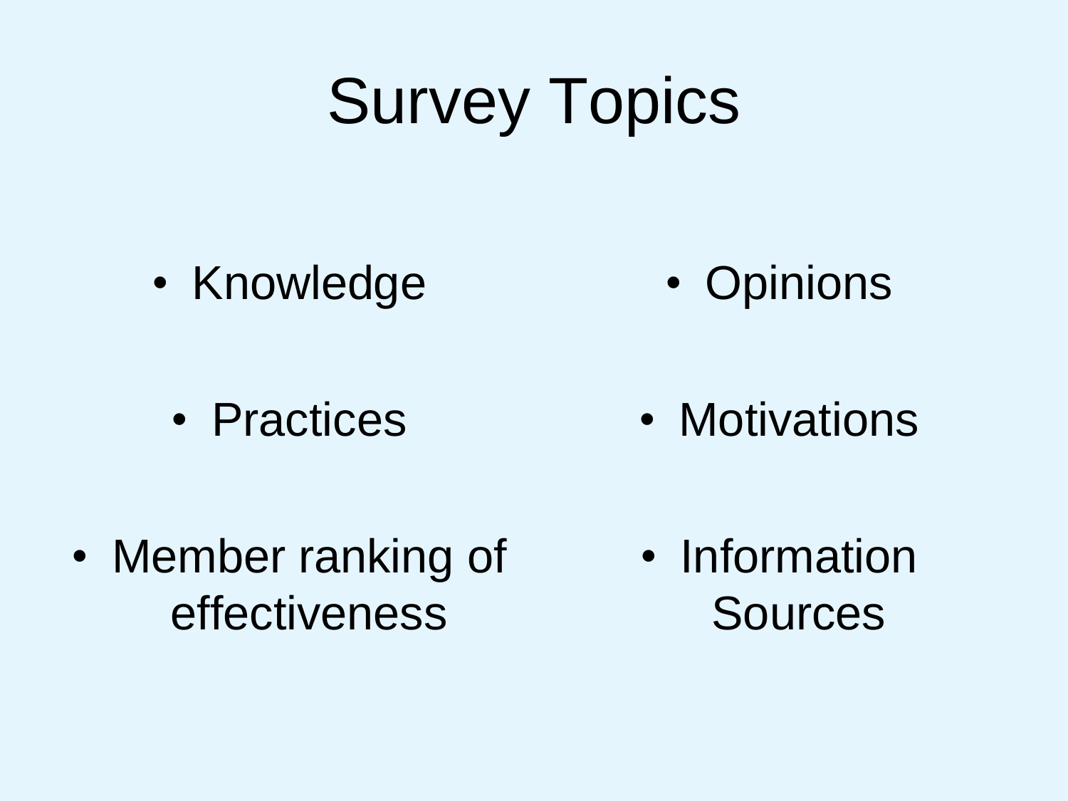# Survey Topics

- Knowledge
- Opinions
- Practices
- Motivations
- Member ranking of effectiveness
- Information Sources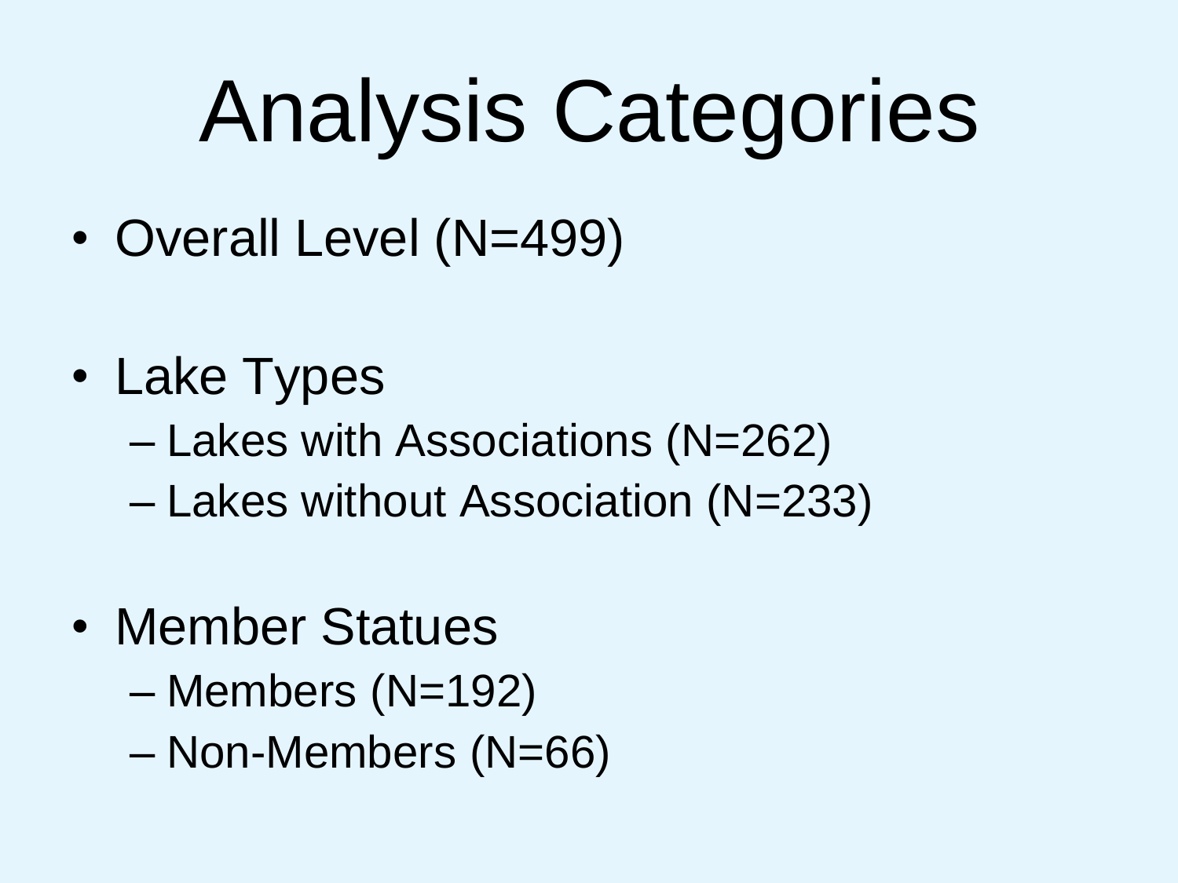# Analysis Categories

- Overall Level (N=499)

- Lake Types
  - Lakes with Associations (N=262)
  - Lakes without Association (N=233)

- Member Statues
  - Members (N=192)
  - Non-Members (N=66)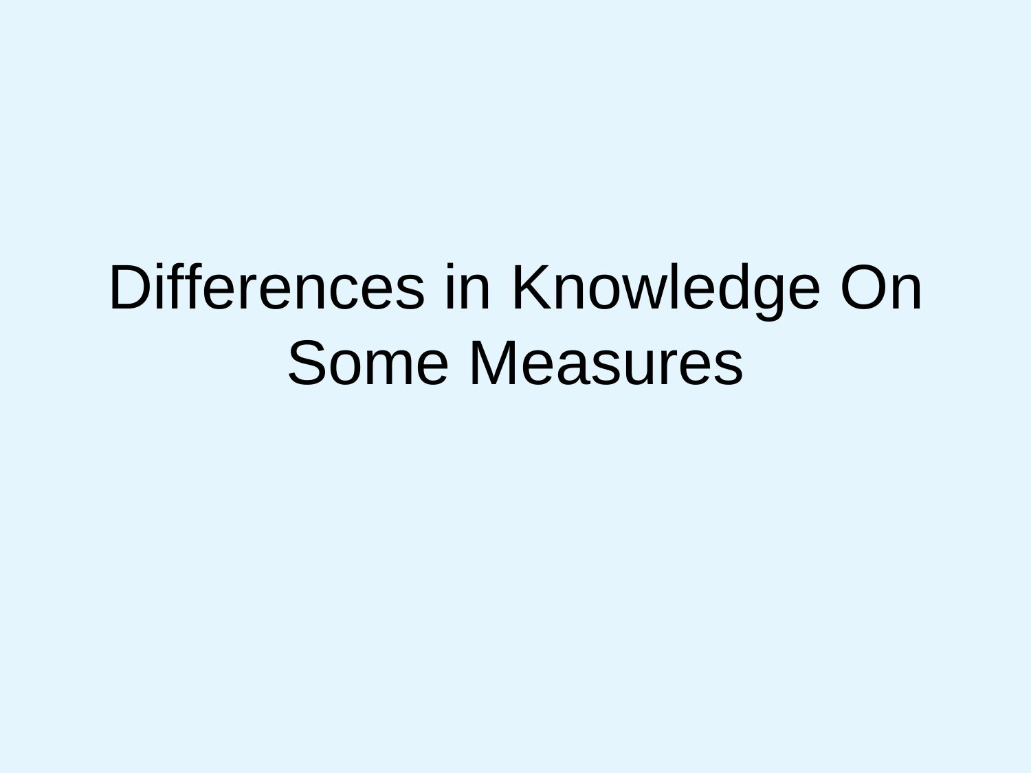# Differences in Knowledge On Some Measures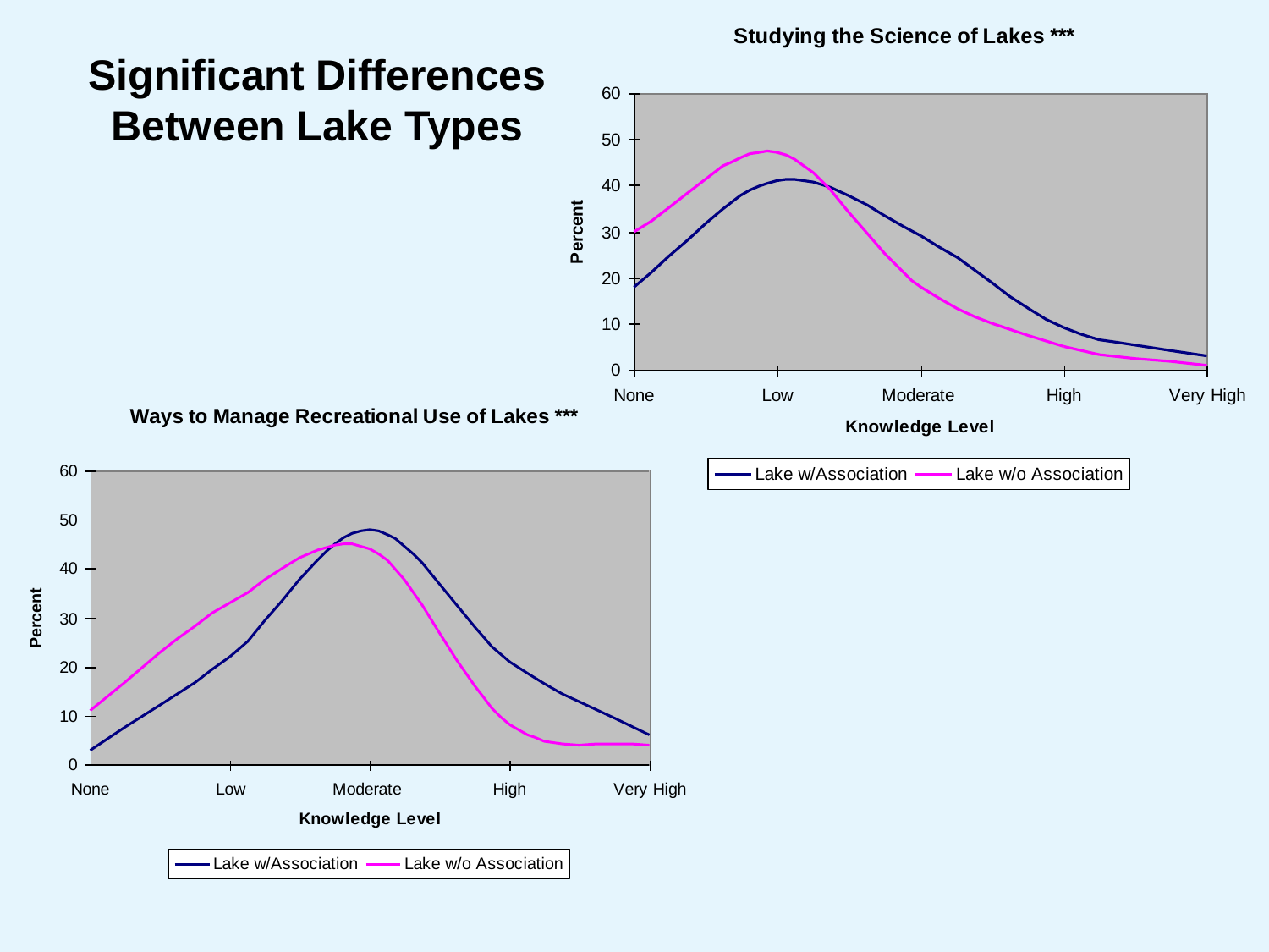# Significant Differences Between Lake Types

**Studying the Science of Lakes \*\*\***

Percent (0–60) by Knowledge Level (None, Low, Moderate, High, Very High)

Lake w/Association — Lake w/o Association

**Ways to Manage Recreational Use of Lakes \*\*\***

Percent (0–60) by Knowledge Level (None, Low, Moderate, High, Very High)

Lake w/Association — Lake w/o Association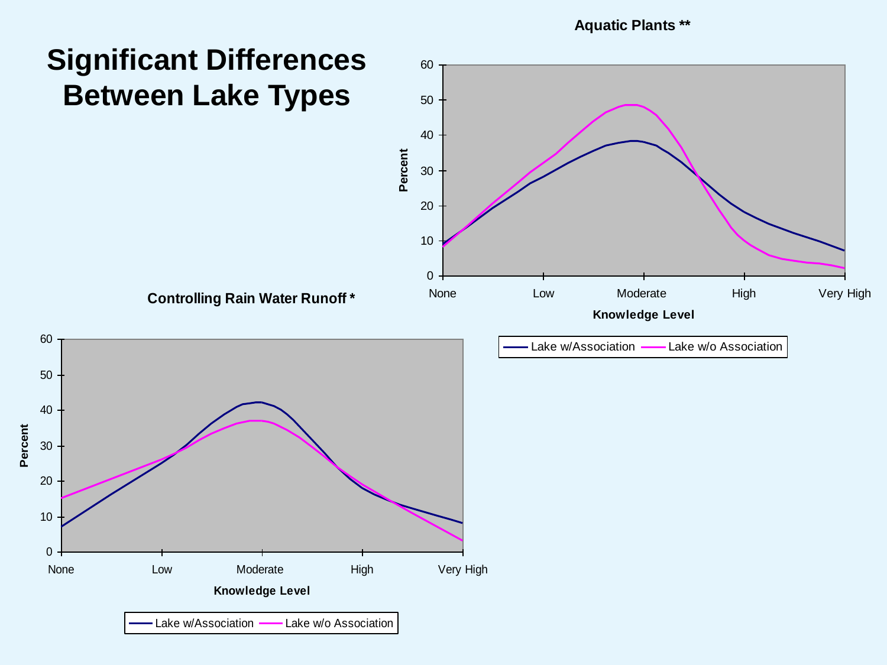# Significant Differences Between Lake Types

**Aquatic Plants ****

Percent (0–60) by Knowledge Level: None, Low, Moderate, High, Very High

Lake w/Association — Lake w/o Association

**Controlling Rain Water Runoff ***

Percent (0–60) by Knowledge Level: None, Low, Moderate, High, Very High

Lake w/Association — Lake w/o Association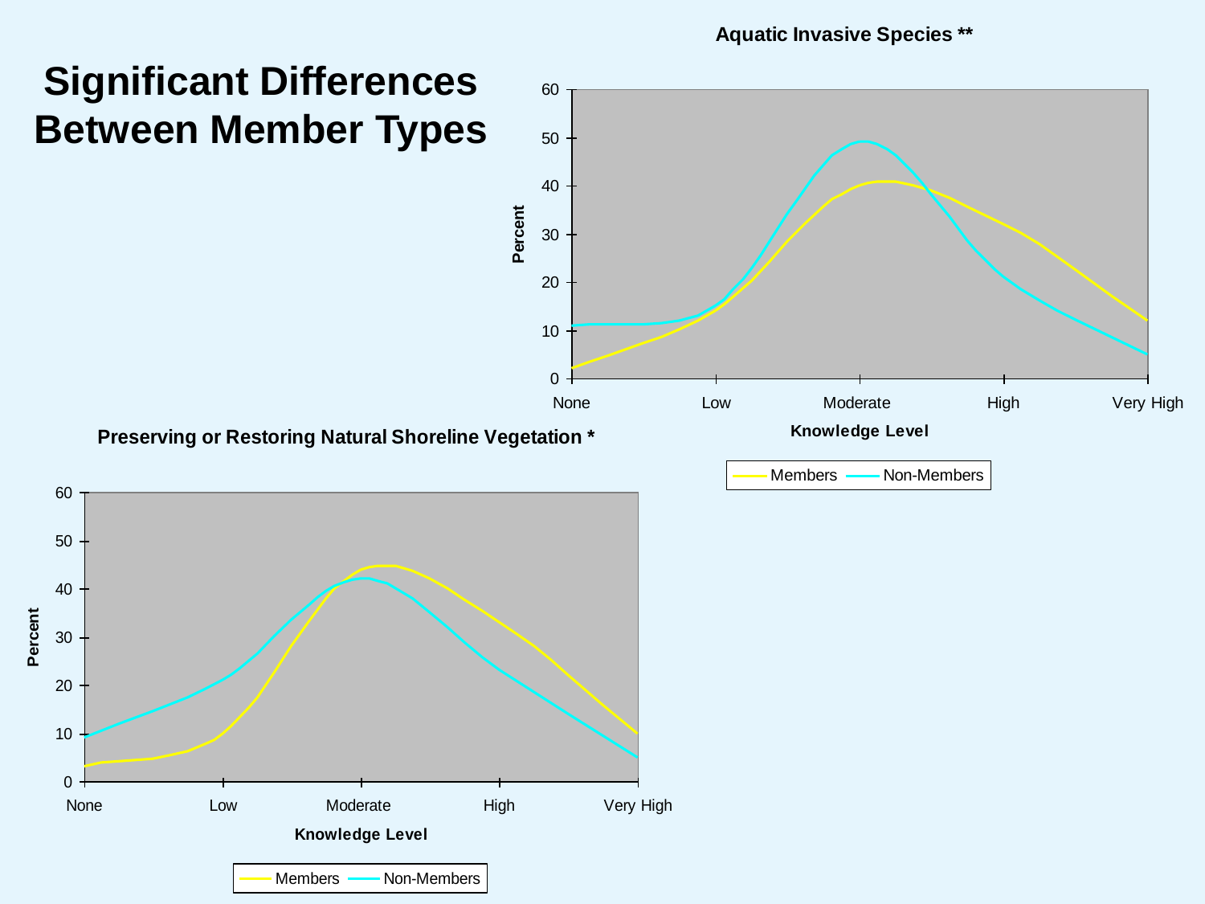# Significant Differences Between Member Types

**Aquatic Invasive Species ****

Percent (0–60)

Knowledge Level: None, Low, Moderate, High, Very High

Members — Non-Members

**Preserving or Restoring Natural Shoreline Vegetation ***

Percent (0–60)

Knowledge Level: None, Low, Moderate, High, Very High

Members — Non-Members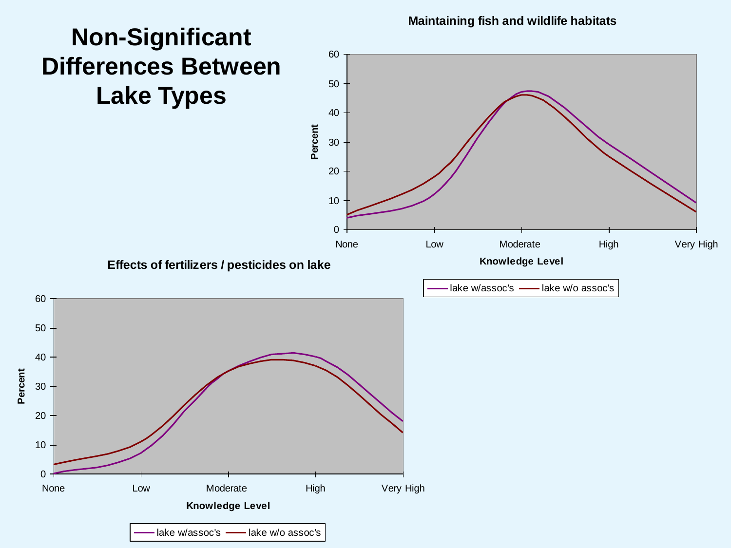# Non-Significant Differences Between Lake Types

**Maintaining fish and wildlife habitats**

**Effects of fertilizers / pesticides on lake**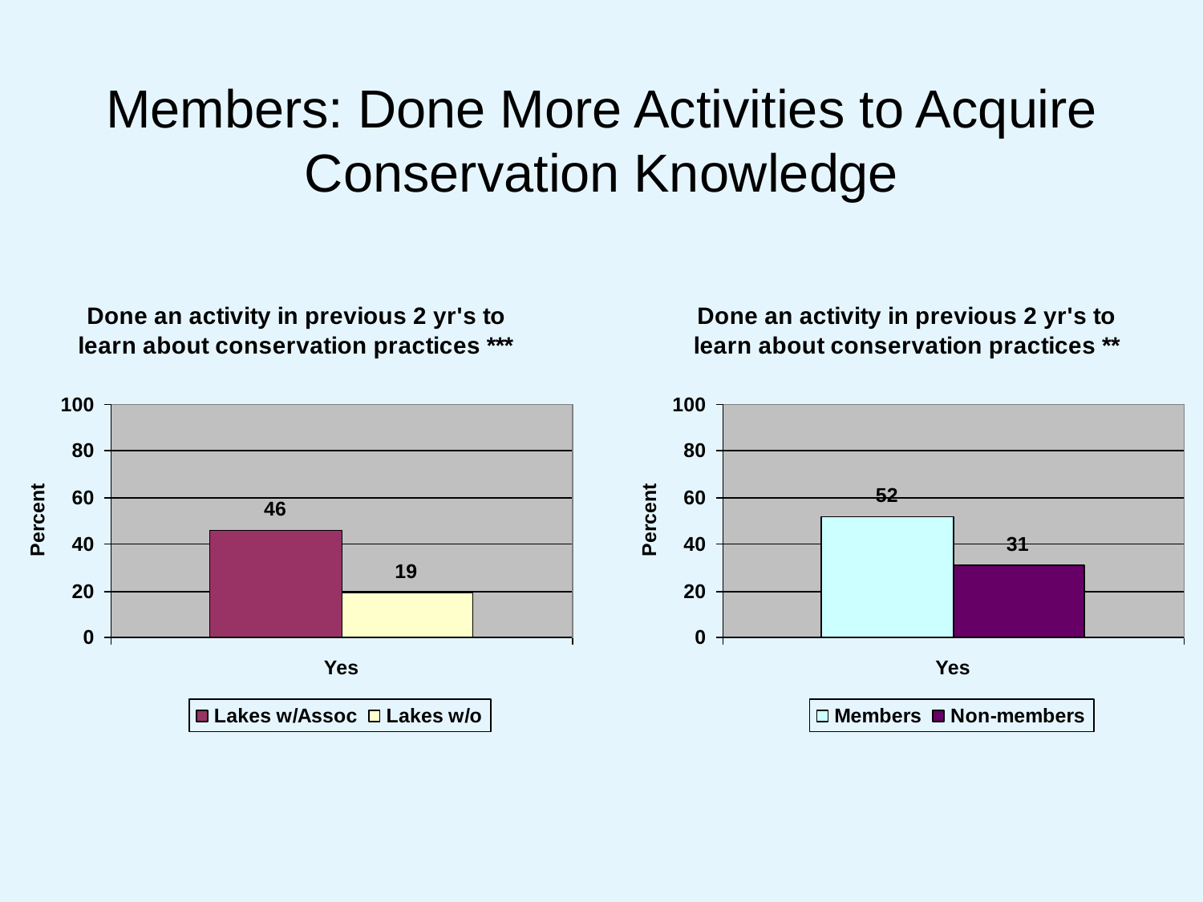# Members: Done More Activities to Acquire Conservation Knowledge

**Done an activity in previous 2 yr's to learn about conservation practices *****

| | Lakes w/Assoc | Lakes w/o |
|---|---|---|
| Yes | 46 | 19 |

**Done an activity in previous 2 yr's to learn about conservation practices ****

| | Members | Non-members |
|---|---|---|
| Yes | 52 | 31 |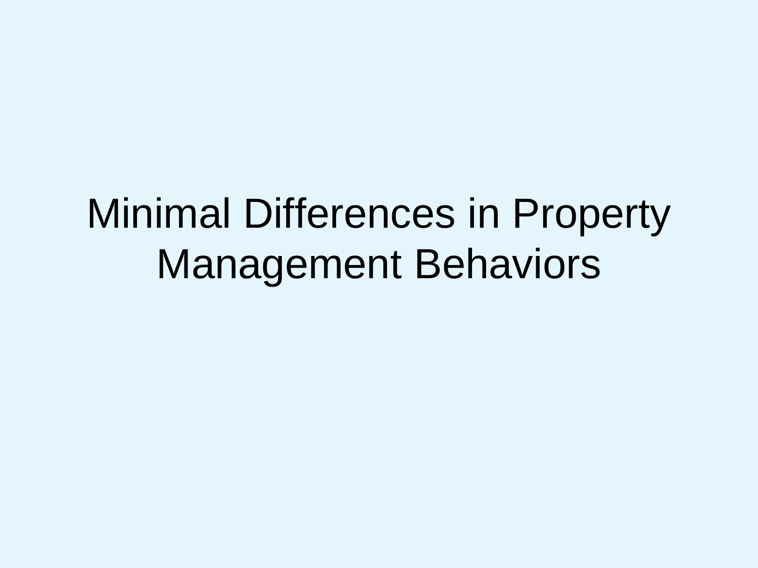# Minimal Differences in Property Management Behaviors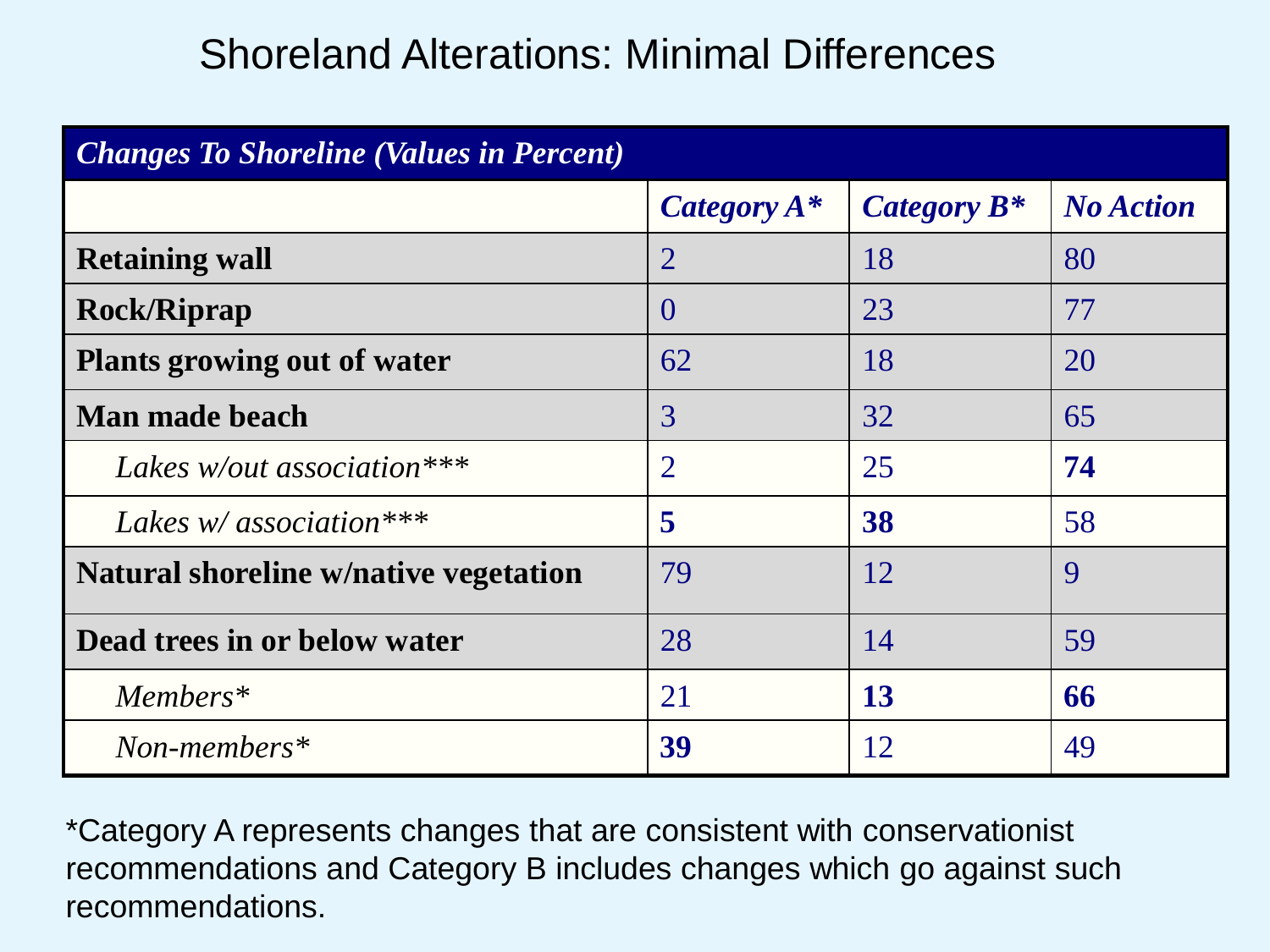# Shoreland Alterations: Minimal Differences

| *Changes To Shoreline (Values in Percent)* | | | |
|---|---|---|---|
| | *Category A** | *Category B** | *No Action* |
| **Retaining wall** | 2 | 18 | 80 |
| **Rock/Riprap** | 0 | 23 | 77 |
| **Plants growing out of water** | 62 | 18 | 20 |
| **Man made beach** | 3 | 32 | 65 |
| *Lakes w/out association**** | 2 | 25 | **74** |
| *Lakes w/ association**** | **5** | **38** | 58 |
| **Natural shoreline w/native vegetation** | 79 | 12 | 9 |
| **Dead trees in or below water** | 28 | 14 | 59 |
| *Members** | 21 | **13** | **66** |
| *Non-members** | **39** | 12 | 49 |

*Category A represents changes that are consistent with conservationist recommendations and Category B includes changes which go against such recommendations.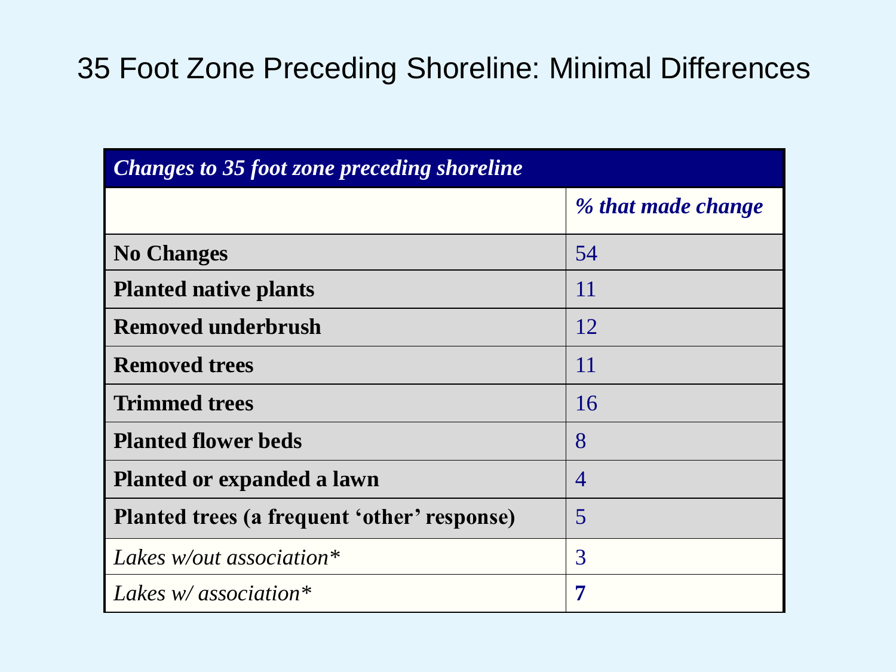# 35 Foot Zone Preceding Shoreline: Minimal Differences

| *Changes to 35 foot zone preceding shoreline* | |
|---|---|
| | ***% that made change*** |
| **No Changes** | 54 |
| **Planted native plants** | 11 |
| **Removed underbrush** | 12 |
| **Removed trees** | 11 |
| **Trimmed trees** | 16 |
| **Planted flower beds** | 8 |
| **Planted or expanded a lawn** | 4 |
| **Planted trees (a frequent 'other' response)** | 5 |
| *Lakes w/out association** | 3 |
| *Lakes w/ association** | **7** |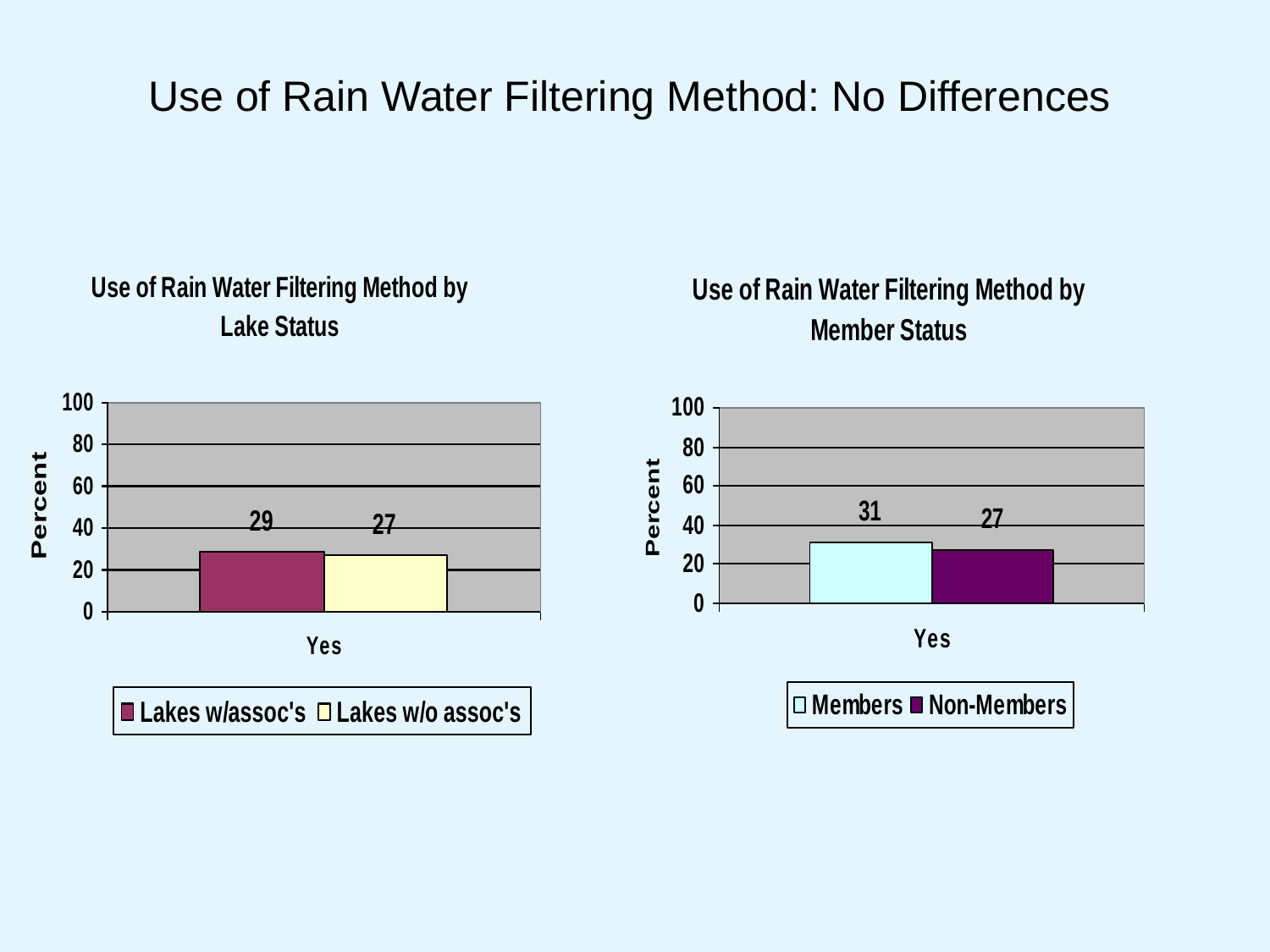# Use of Rain Water Filtering Method: No Differences

### Use of Rain Water Filtering Method by Lake Status

| | Lakes w/assoc's | Lakes w/o assoc's |
|---|---|---|
| Yes | 29 | 27 |

Percent

### Use of Rain Water Filtering Method by Member Status

| | Members | Non-Members |
|---|---|---|
| Yes | 31 | 27 |

Percent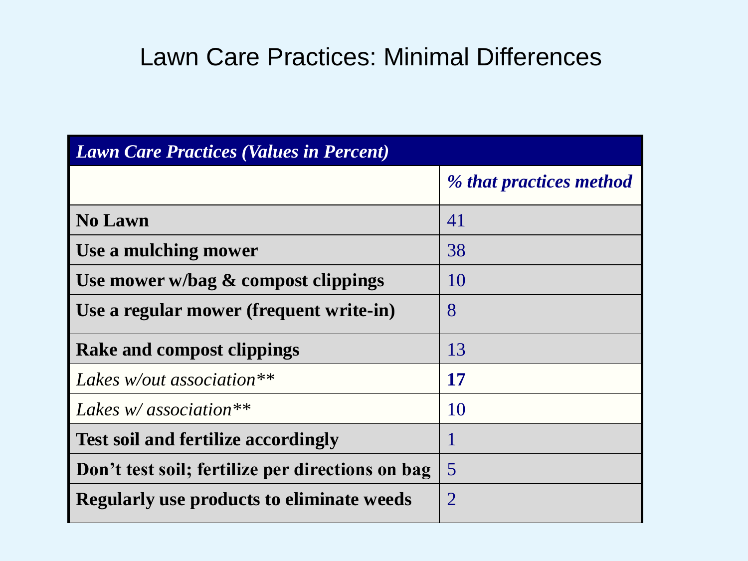# Lawn Care Practices: Minimal Differences

| *Lawn Care Practices (Values in Percent)* | |
|---|---|
| | ***% that practices method*** |
| **No Lawn** | 41 |
| **Use a mulching mower** | 38 |
| **Use mower w/bag & compost clippings** | 10 |
| **Use a regular mower (frequent write-in)** | 8 |
| **Rake and compost clippings** | 13 |
| *Lakes w/out association*** | **17** |
| *Lakes w/ association*** | 10 |
| **Test soil and fertilize accordingly** | 1 |
| **Don't test soil; fertilize per directions on bag** | 5 |
| **Regularly use products to eliminate weeds** | 2 |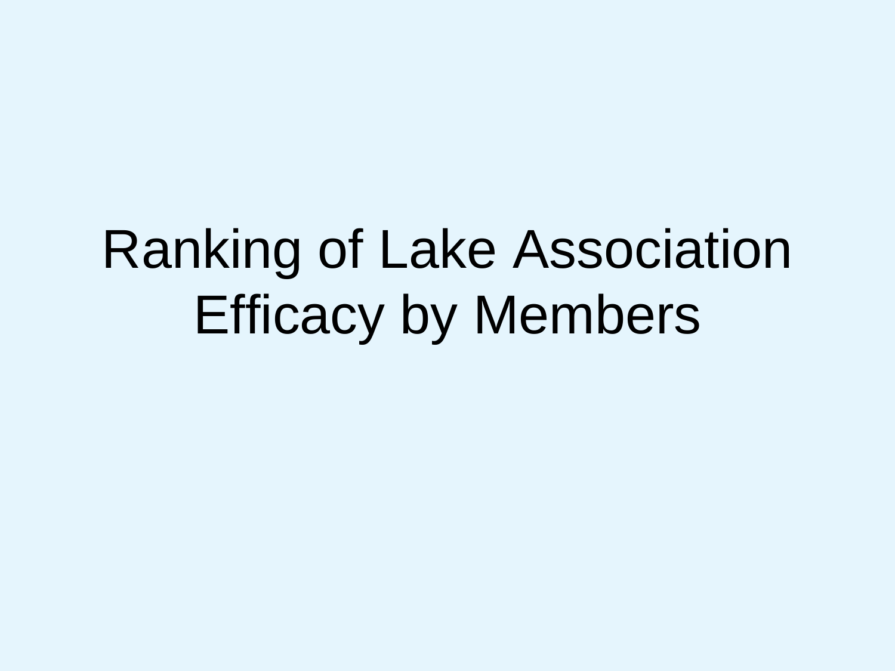# Ranking of Lake Association Efficacy by Members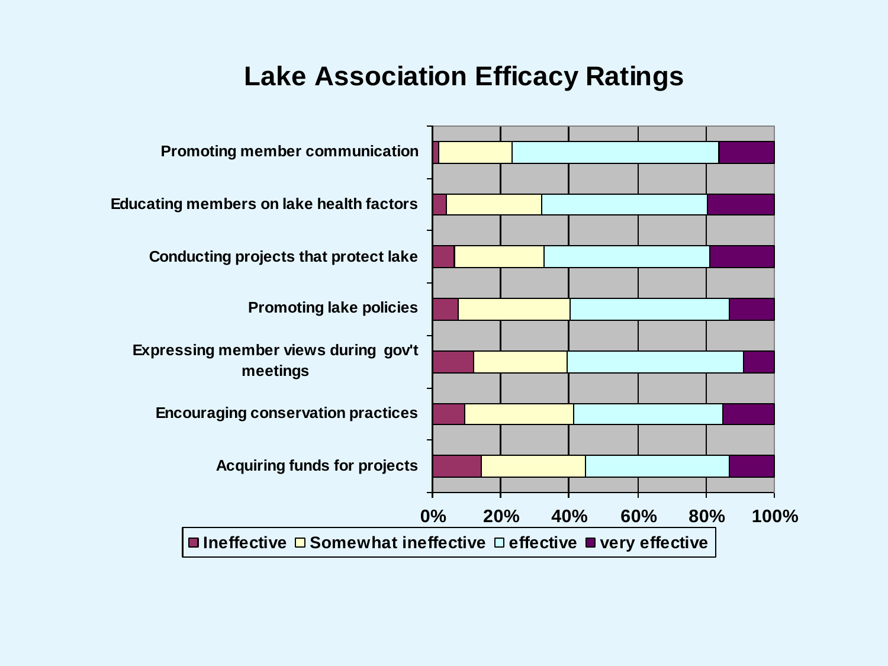# Lake Association Efficacy Ratings

- Promoting member communication
- Educating members on lake health factors
- Conducting projects that protect lake
- Promoting lake policies
- Expressing member views during gov't meetings
- Encouraging conservation practices
- Acquiring funds for projects

0% 20% 40% 60% 80% 100%

■ Ineffective □ Somewhat ineffective □ effective ■ very effective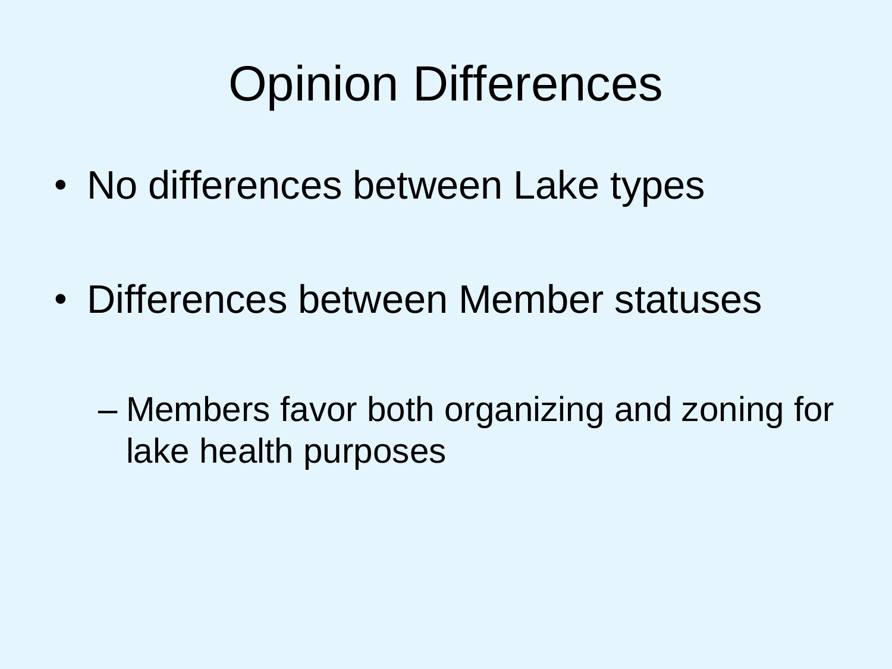# Opinion Differences

- No differences between Lake types

- Differences between Member statuses

  - Members favor both organizing and zoning for lake health purposes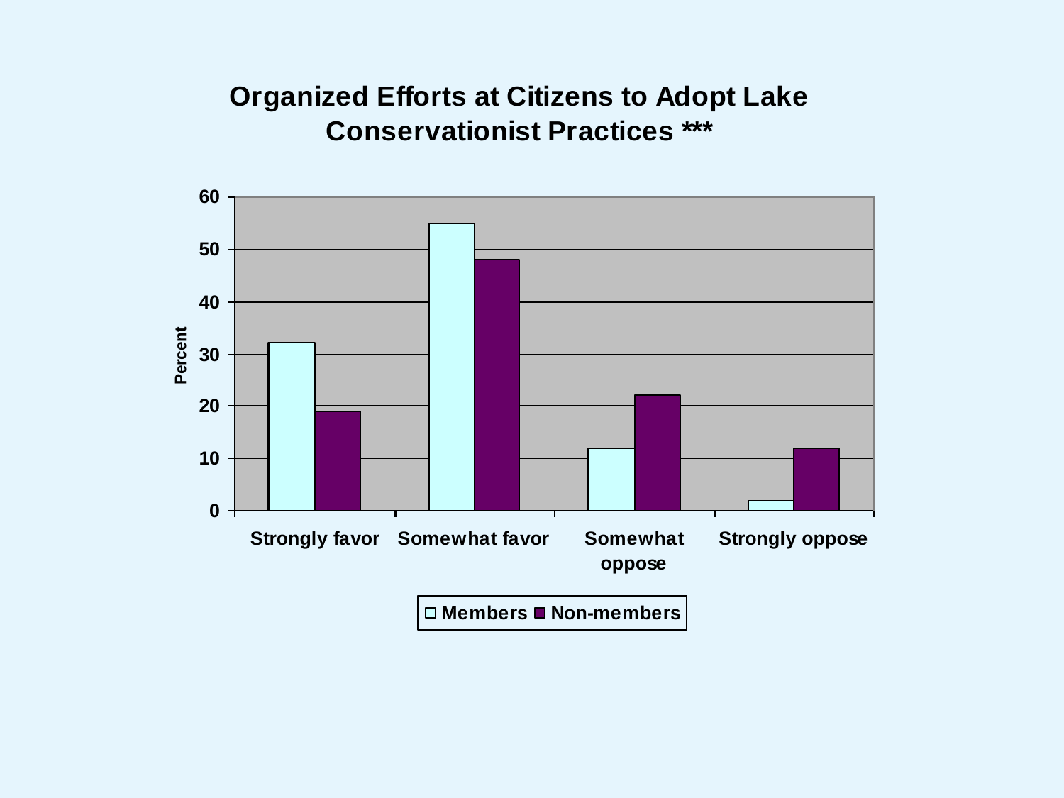# Organized Efforts at Citizens to Adopt Lake Conservationist Practices ***

| | Members | Non-members |
|---|---|---|
| Strongly favor | 32 | 19 |
| Somewhat favor | 55 | 48 |
| Somewhat oppose | 12 | 22 |
| Strongly oppose | 2 | 12 |

Percent

□ Members ■ Non-members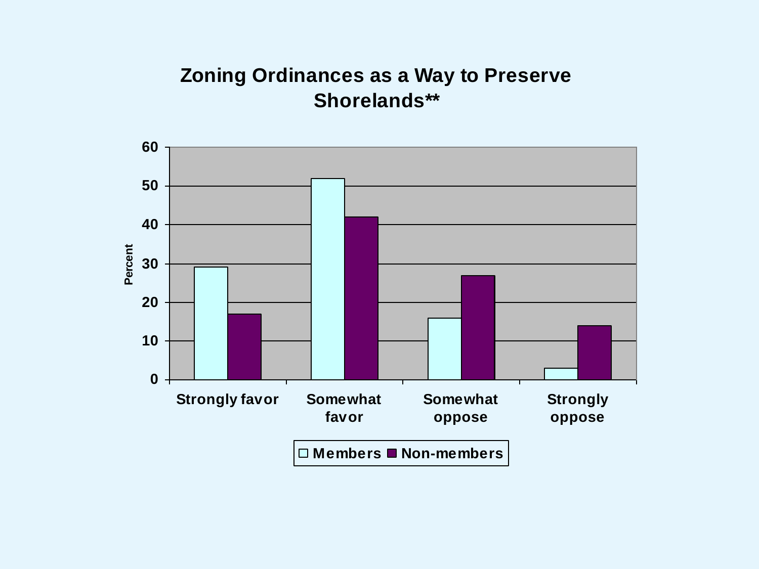## Zoning Ordinances as a Way to Preserve Shorelands**

| | Members | Non-members |
|---|---|---|
| Strongly favor | 29 | 17 |
| Somewhat favor | 52 | 42 |
| Somewhat oppose | 16 | 27 |
| Strongly oppose | 3 | 14 |

Percent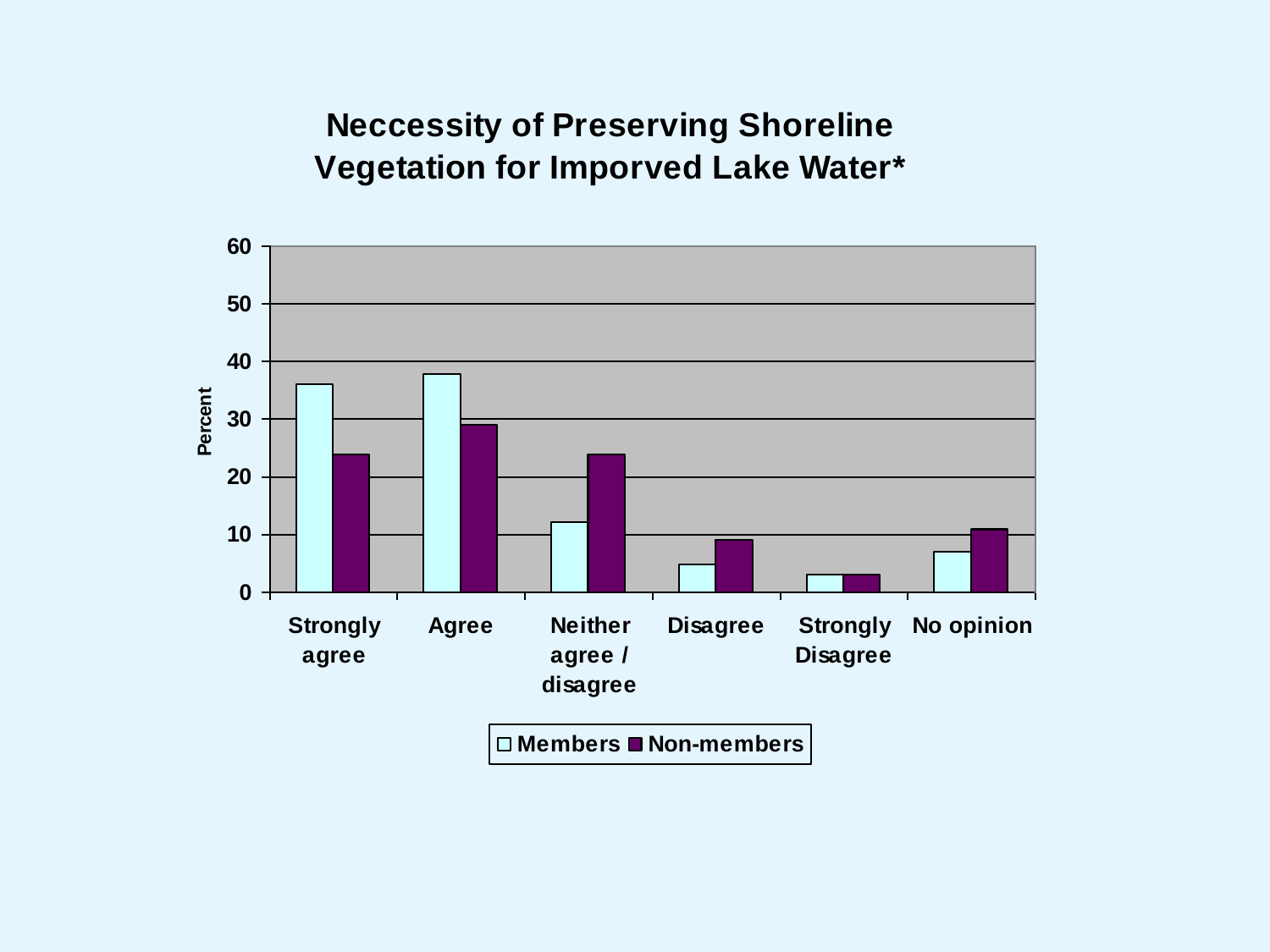# Neccessity of Preserving Shoreline Vegetation for Imporved Lake Water*

| | Members | Non-members |
| --- | --- | --- |
| Strongly agree | 36 | 24 |
| Agree | 38 | 29 |
| Neither agree / disagree | 12 | 24 |
| Disagree | 5 | 9 |
| Strongly Disagree | 3 | 3 |
| No opinion | 7 | 11 |

Percent

□ Members ■ Non-members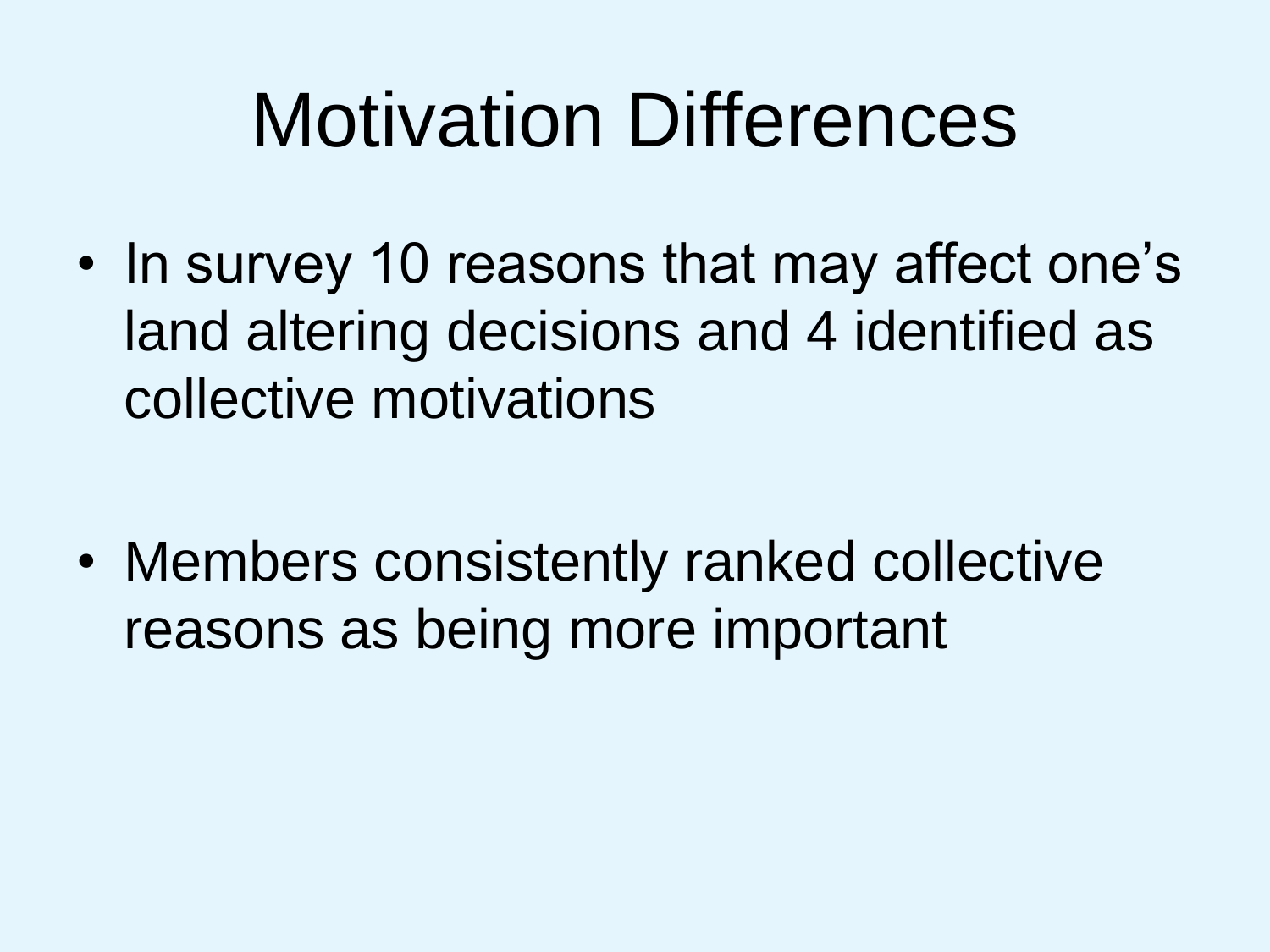# Motivation Differences

- In survey 10 reasons that may affect one's land altering decisions and 4 identified as collective motivations

- Members consistently ranked collective reasons as being more important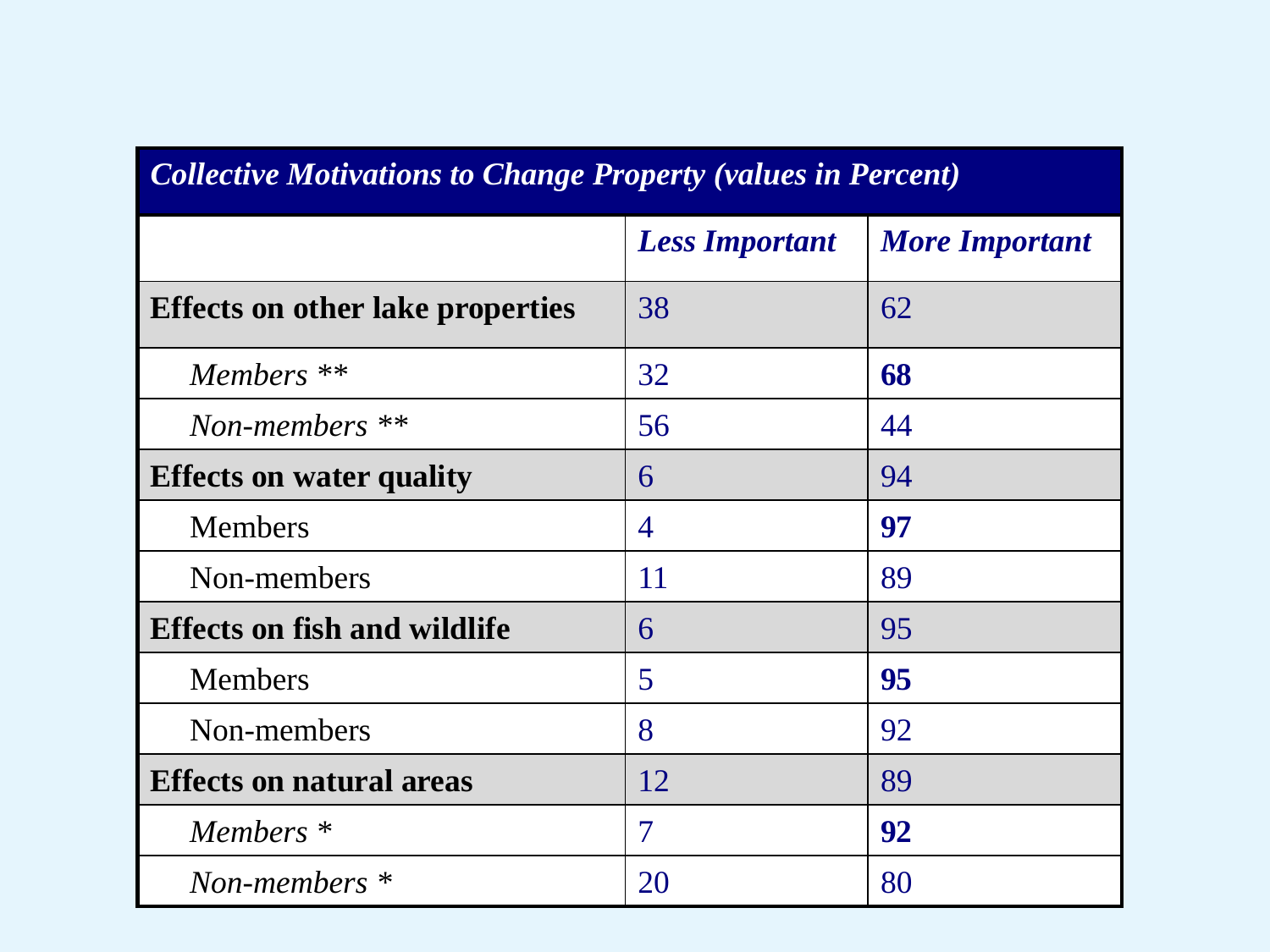| *Collective Motivations to Change Property (values in Percent)* | | |
|---|---|---|
| | ***Less Important*** | ***More Important*** |
| **Effects on other lake properties** | 38 | 62 |
| *Members \*\** | 32 | **68** |
| *Non-members \*\** | 56 | 44 |
| **Effects on water quality** | 6 | 94 |
| Members | 4 | **97** |
| Non-members | 11 | 89 |
| **Effects on fish and wildlife** | 6 | 95 |
| Members | 5 | **95** |
| Non-members | 8 | 92 |
| **Effects on natural areas** | 12 | 89 |
| *Members \** | 7 | **92** |
| *Non-members \** | 20 | 80 |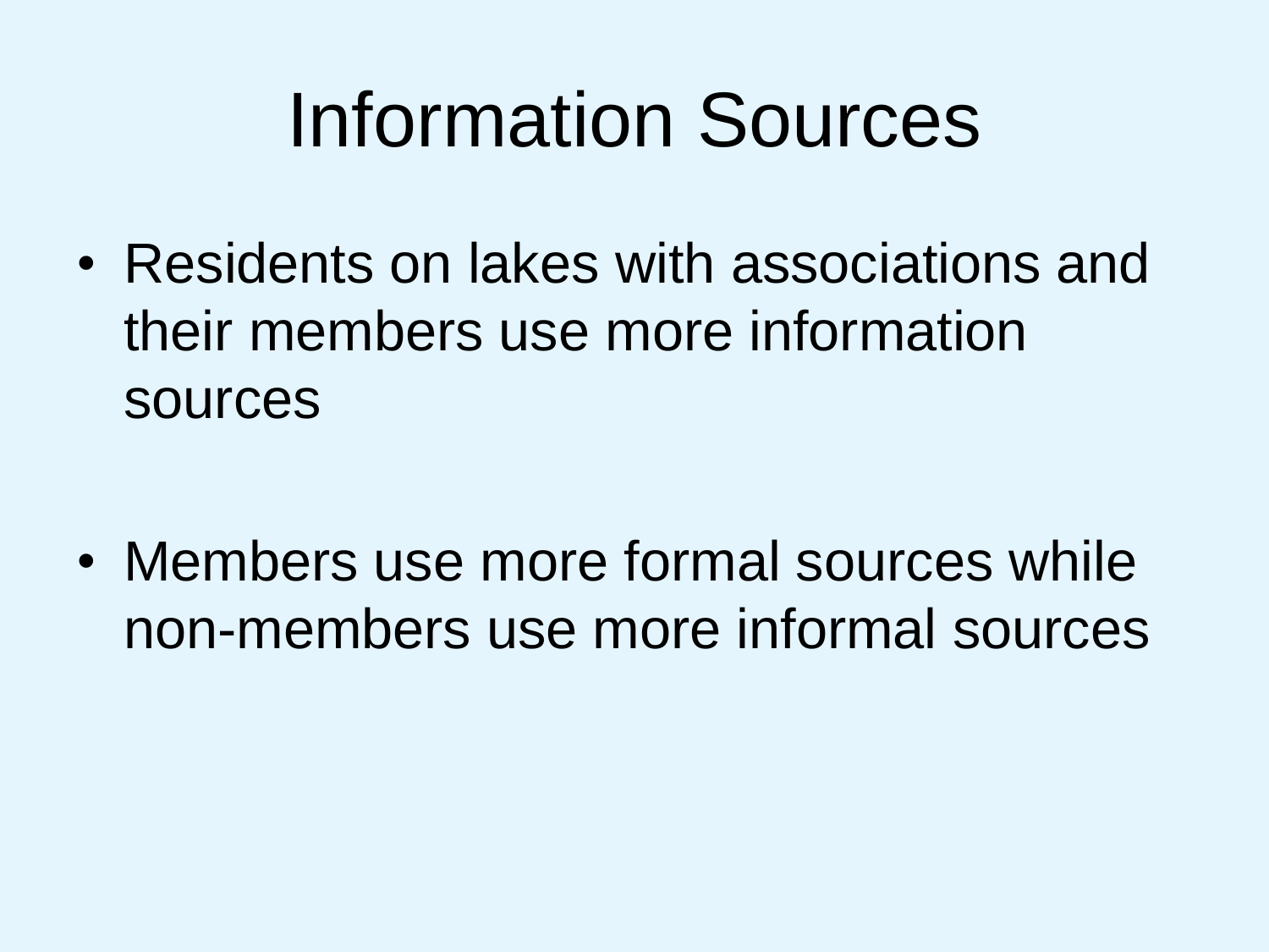# Information Sources

- Residents on lakes with associations and their members use more information sources
- Members use more formal sources while non-members use more informal sources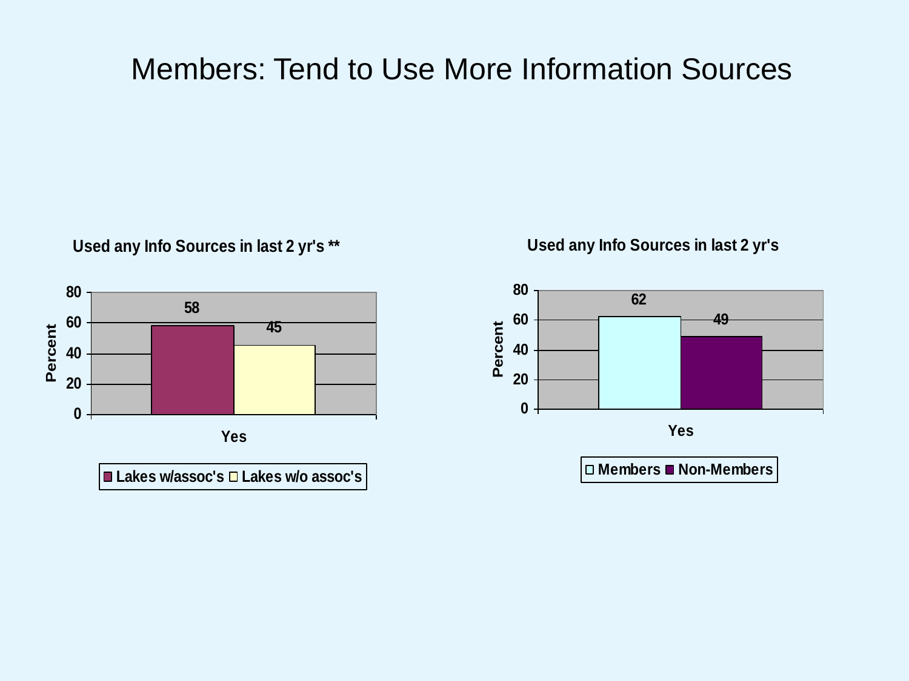# Members: Tend to Use More Information Sources

**Used any Info Sources in last 2 yr's ****

| | Lakes w/assoc's | Lakes w/o assoc's |
|---|---|---|
| Yes (Percent) | 58 | 45 |

**Used any Info Sources in last 2 yr's**

| | Members | Non-Members |
|---|---|---|
| Yes (Percent) | 62 | 49 |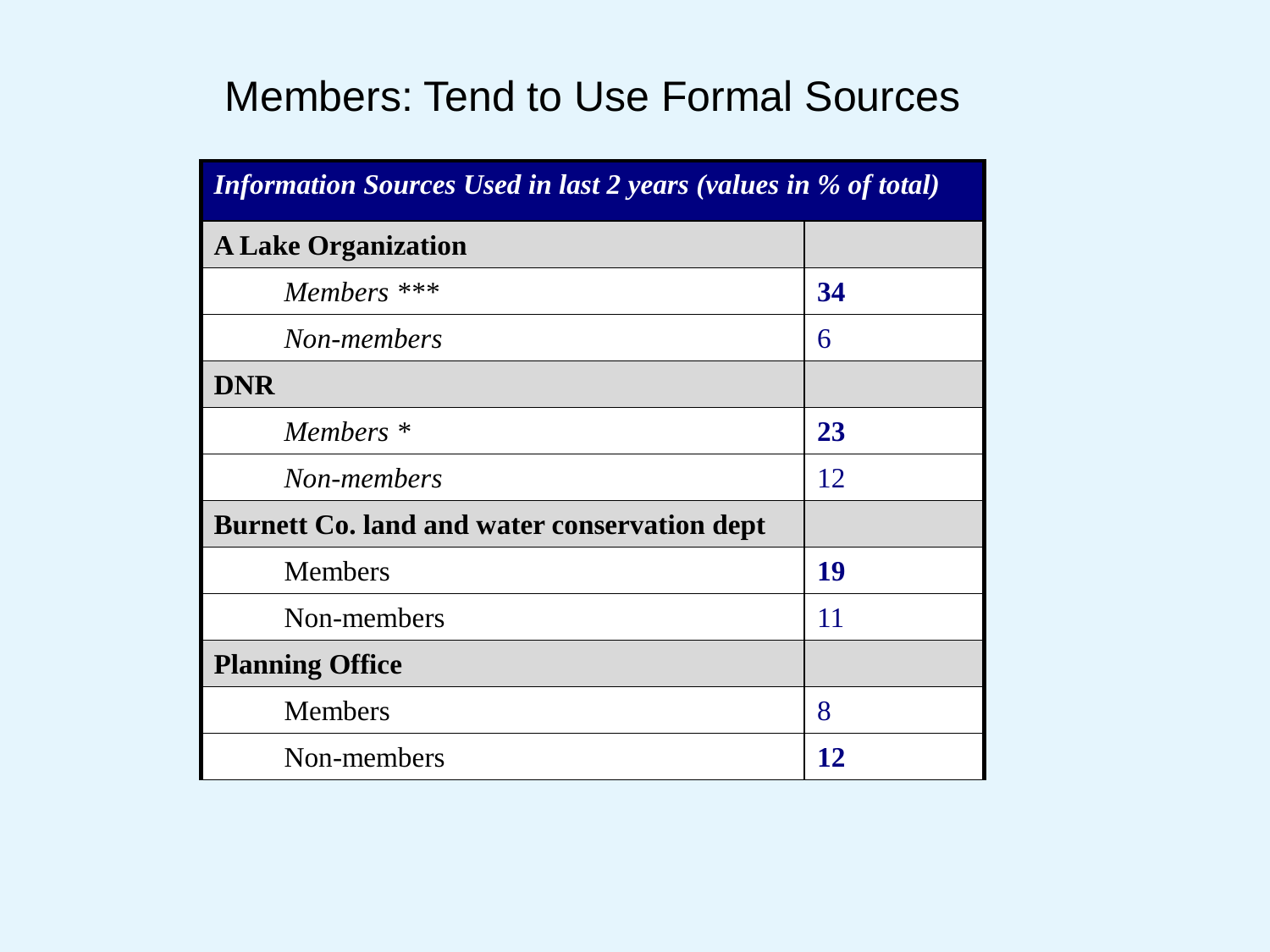# Members: Tend to Use Formal Sources

| *Information Sources Used in last 2 years (values in % of total)* | |
|---|---|
| **A Lake Organization** | |
| *Members ****** | **34** |
| *Non-members* | 6 |
| **DNR** | |
| *Members ** | **23** |
| *Non-members* | 12 |
| **Burnett Co. land and water conservation dept** | |
| Members | **19** |
| Non-members | 11 |
| **Planning Office** | |
| Members | 8 |
| Non-members | **12** |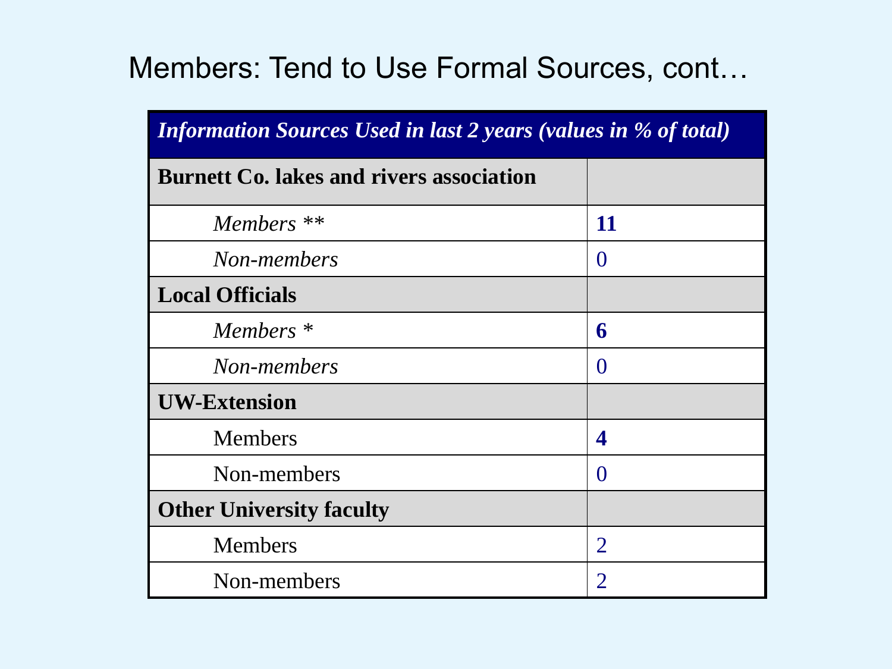# Members: Tend to Use Formal Sources, cont…

| *Information Sources Used in last 2 years (values in % of total)* | |
|---|---|
| **Burnett Co. lakes and rivers association** | |
| *Members ** * | **11** |
| *Non-members* | 0 |
| **Local Officials** | |
| *Members ** | **6** |
| *Non-members* | 0 |
| **UW-Extension** | |
| Members | **4** |
| Non-members | 0 |
| **Other University faculty** | |
| Members | 2 |
| Non-members | 2 |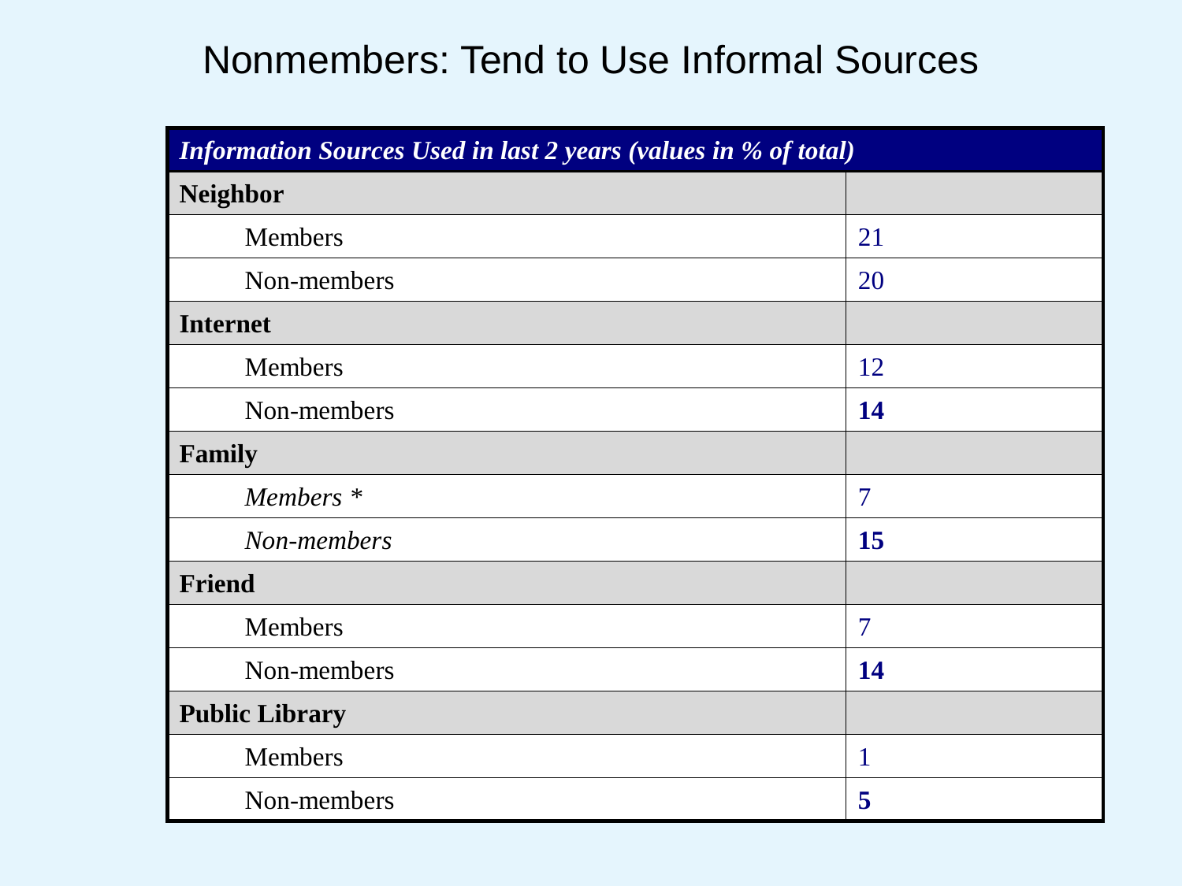# Nonmembers: Tend to Use Informal Sources

| *Information Sources Used in last 2 years (values in % of total)* | |
|---|---|
| **Neighbor** | |
| Members | 21 |
| Non-members | 20 |
| **Internet** | |
| Members | 12 |
| Non-members | **14** |
| **Family** | |
| *Members ** | 7 |
| *Non-members* | **15** |
| **Friend** | |
| Members | 7 |
| Non-members | **14** |
| **Public Library** | |
| Members | 1 |
| Non-members | **5** |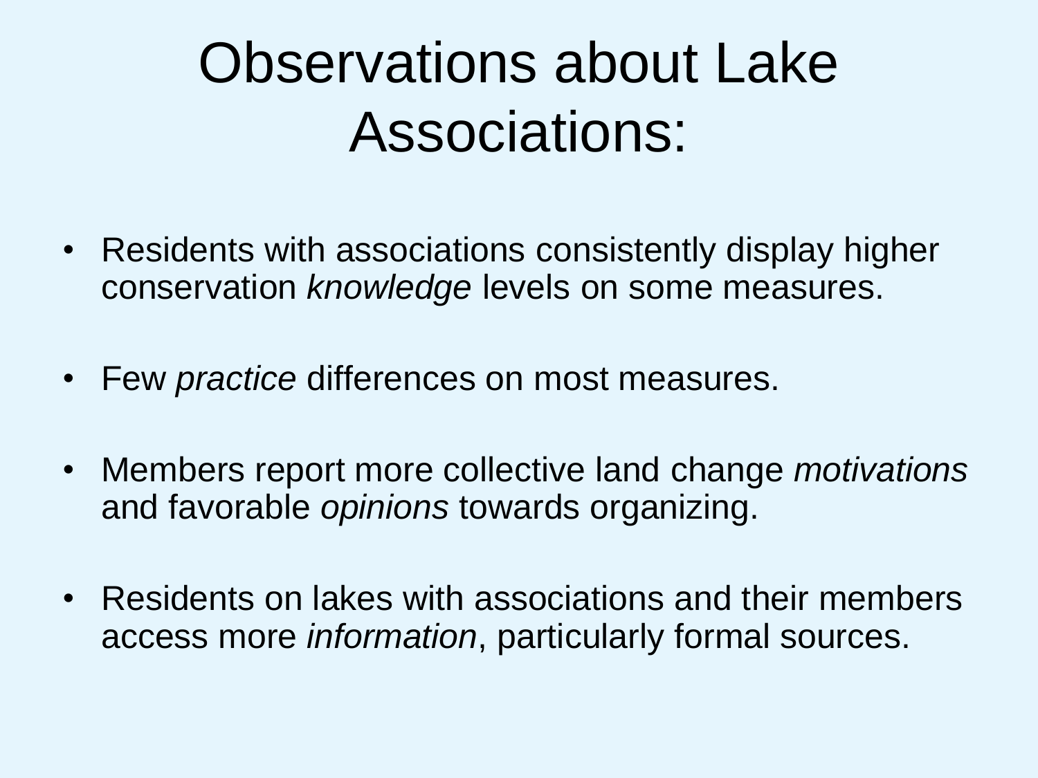# Observations about Lake Associations:

- Residents with associations consistently display higher conservation *knowledge* levels on some measures.
- Few *practice* differences on most measures.
- Members report more collective land change *motivations* and favorable *opinions* towards organizing.
- Residents on lakes with associations and their members access more *information*, particularly formal sources.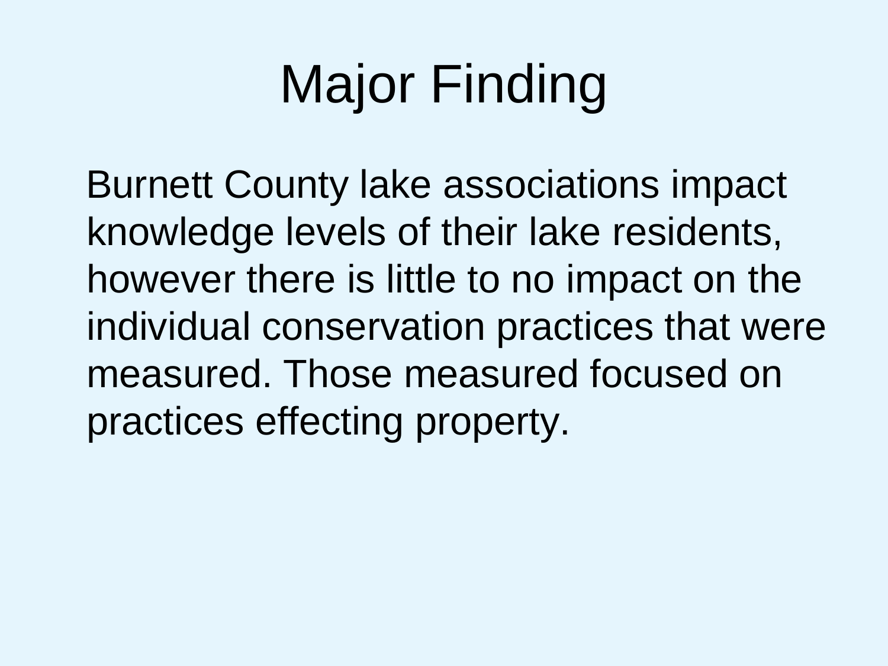# Major Finding

Burnett County lake associations impact knowledge levels of their lake residents, however there is little to no impact on the individual conservation practices that were measured. Those measured focused on practices effecting property.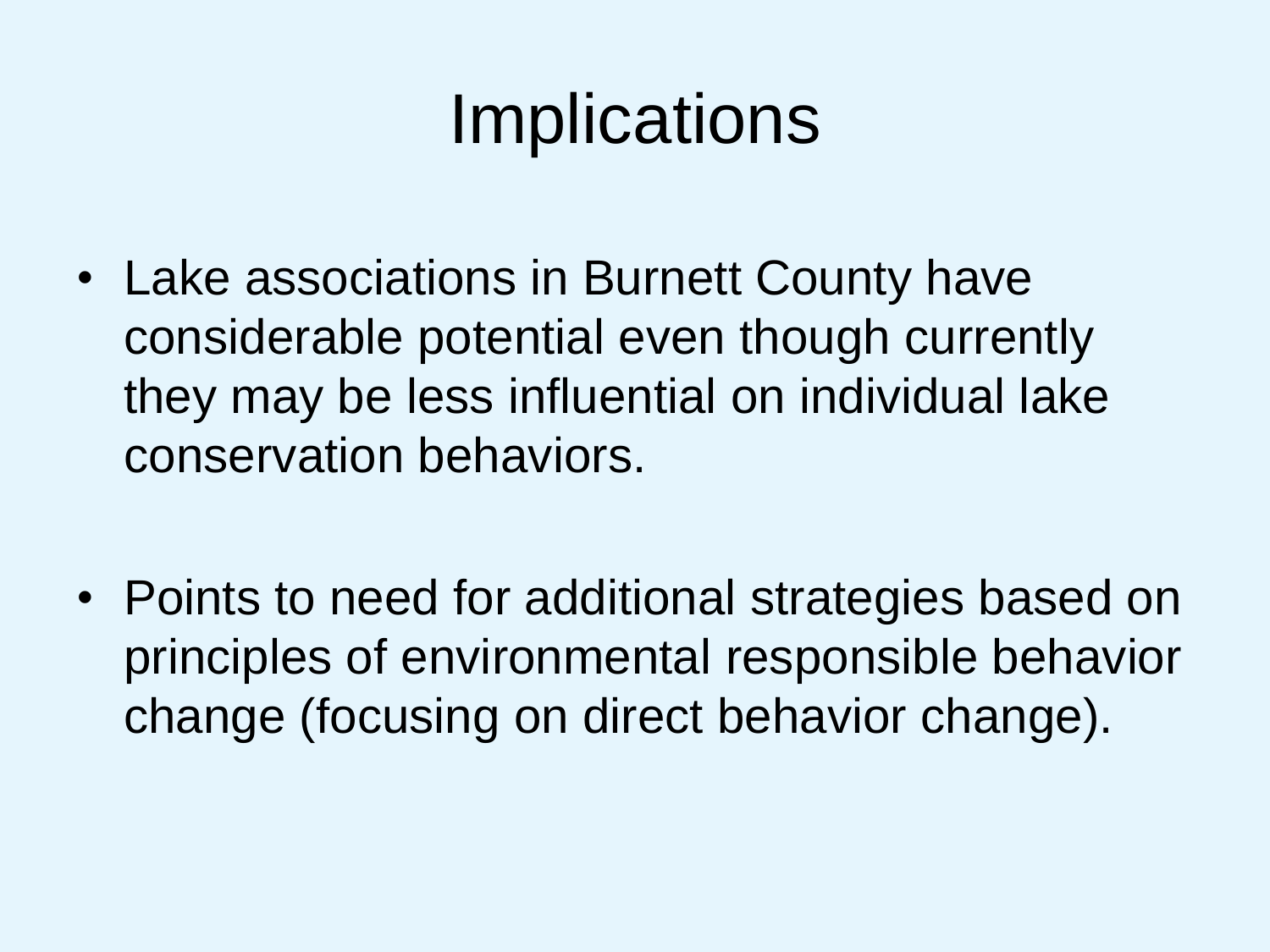# Implications

- Lake associations in Burnett County have considerable potential even though currently they may be less influential on individual lake conservation behaviors.

- Points to need for additional strategies based on principles of environmental responsible behavior change (focusing on direct behavior change).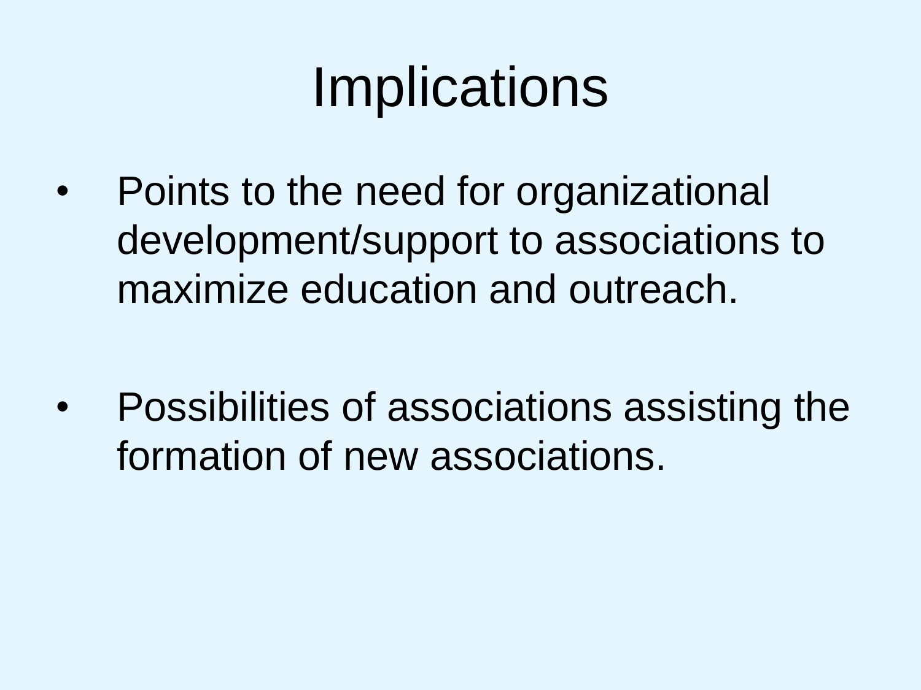# Implications

- Points to the need for organizational development/support to associations to maximize education and outreach.

- Possibilities of associations assisting the formation of new associations.